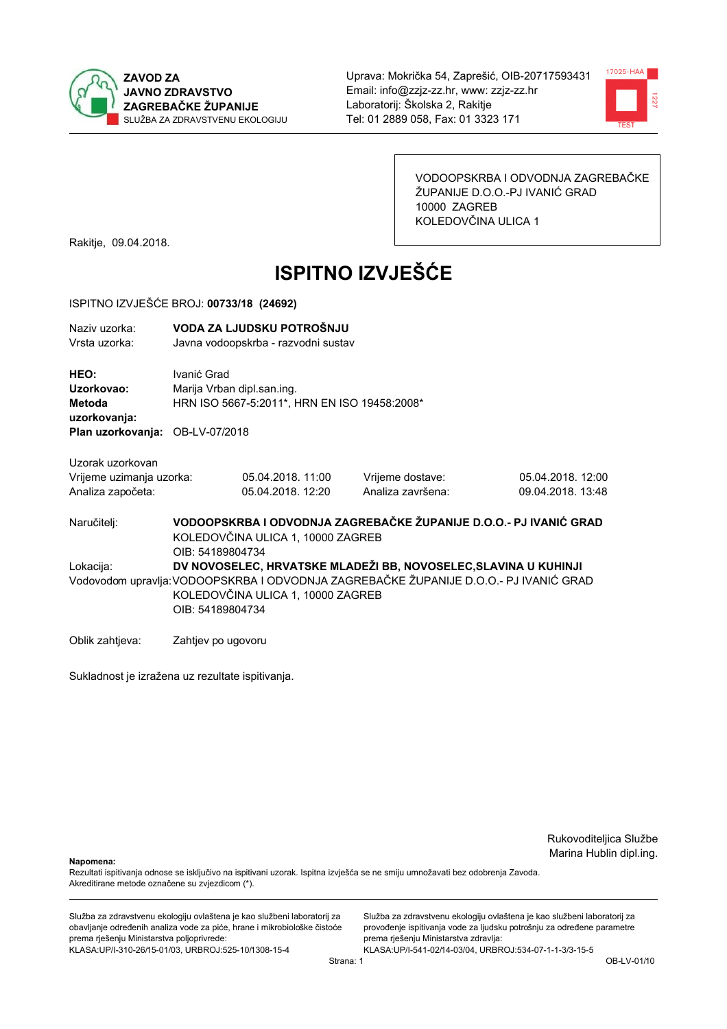**ZAVOD ZA JAVNO ZDRAVSTVO ZAGREBAČKE ŽUPANIJE**
SLUŽBA ZA ZDRAVSTVENU EKOLOGIJU

Uprava: Mokrička 54, Zaprešić, OIB-20717593431
Email: info@zzjz-zz.hr, www: zzjz-zz.hr
Laboratorij: Školska 2, Rakitje
Tel: 01 2889 058, Fax: 01 3323 171

VODOOPSKRBA I ODVODNJA ZAGREBAČKE ŽUPANIJE D.O.O.-PJ IVANIĆ GRAD
10000 ZAGREB
KOLEDOVČINA ULICA 1

Rakitje, 09.04.2018.

# ISPITNO IZVJEŠĆE

ISPITNO IZVJEŠĆE BROJ: **00733/18 (24692)**

Naziv uzorka: **VODA ZA LJUDSKU POTROŠNJU**
Vrsta uzorka: Javna vodoopskrba - razvodni sustav

**HEO:** Ivanić Grad
**Uzorkovao:** Marija Vrban dipl.san.ing.
**Metoda uzorkovanja:** HRN ISO 5667-5:2011*, HRN EN ISO 19458:2008*
**Plan uzorkovanja:** OB-LV-07/2018

Uzorak uzorkovan

| | | | |
|---|---|---|---|
| Vrijeme uzimanja uzorka: | 05.04.2018. 11:00 | Vrijeme dostave: | 05.04.2018. 12:00 |
| Analiza započeta: | 05.04.2018. 12:20 | Analiza završena: | 09.04.2018. 13:48 |

Naručitelj: **VODOOPSKRBA I ODVODNJA ZAGREBAČKE ŽUPANIJE D.O.O.- PJ IVANIĆ GRAD**
KOLEDOVČINA ULICA 1, 10000 ZAGREB
OIB: 54189804734

Lokacija: **DV NOVOSELEC, HRVATSKE MLADEŽI BB, NOVOSELEC,SLAVINA U KUHINJI**

Vodovodom upravlja: VODOOPSKRBA I ODVODNJA ZAGREBAČKE ŽUPANIJE D.O.O.- PJ IVANIĆ GRAD
KOLEDOVČINA ULICA 1, 10000 ZAGREB
OIB: 54189804734

Oblik zahtjeva: Zahtjev po ugovoru

Sukladnost je izražena uz rezultate ispitivanja.

Rukovoditeljica Službe
Marina Hublin dipl.ing.

**Napomena:**
Rezultati ispitivanja odnose se isključivo na ispitivani uzorak. Ispitna izvješća se ne smiju umnožavati bez odobrenja Zavoda.
Akreditirane metode označene su zvjezdicom (*).

Služba za zdravstvenu ekologiju ovlaštena je kao službeni laboratorij za obavljanje određenih analiza vode za piće, hrane i mikrobiološke čistoće prema rješenju Ministarstva poljoprivrede:
KLASA:UP/I-310-26/15-01/03, URBROJ:525-10/1308-15-4

Služba za zdravstvenu ekologiju ovlaštena je kao službeni laboratorij za provođenje ispitivanja vode za ljudsku potrošnju za određene parametre prema rješenju Ministarstva zdravlja:
KLASA:UP/I-541-02/14-03/04, URBROJ:534-07-1-1-3/3-15-5

OB-LV-01/10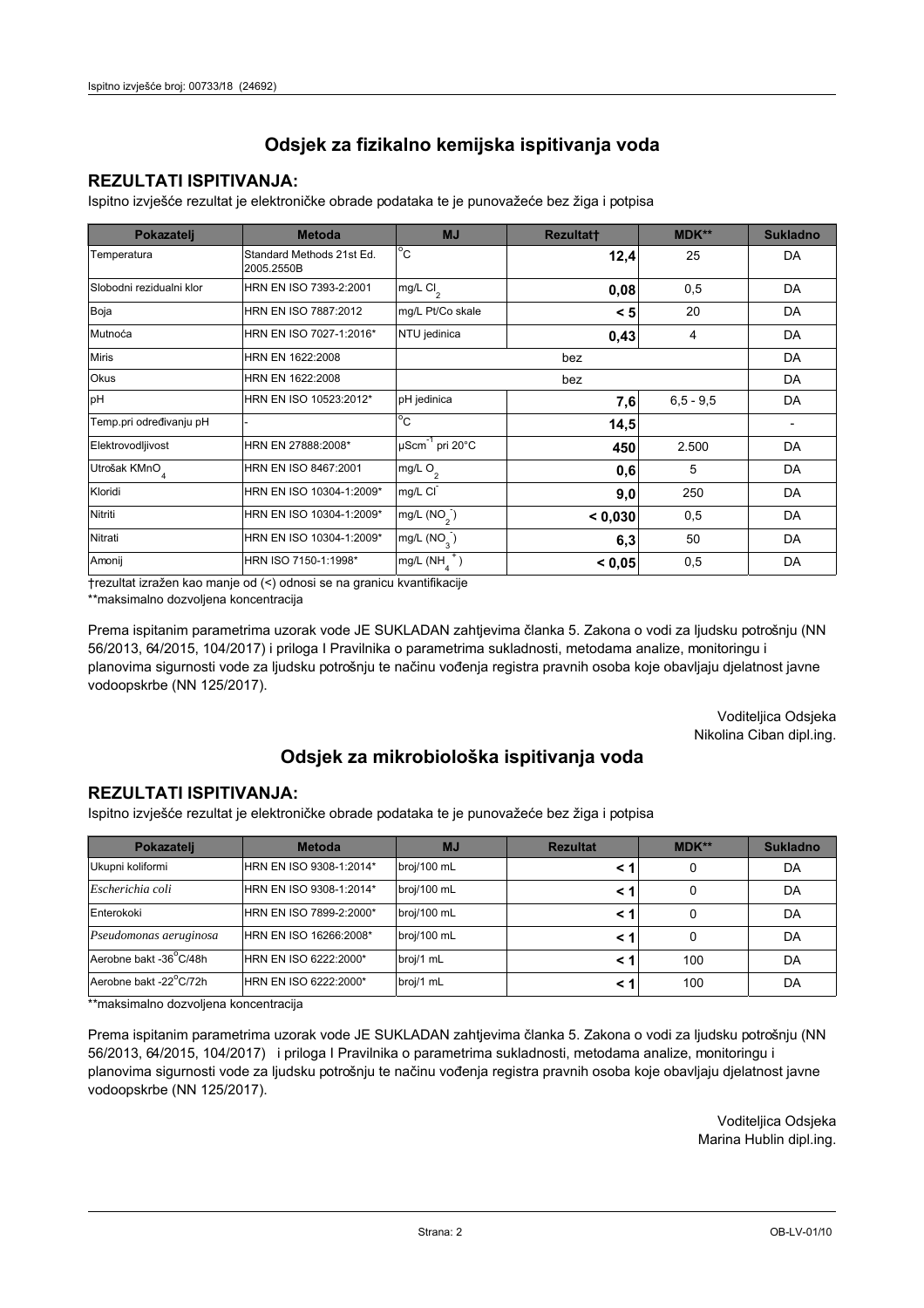## Odsjek za fizikalno kemijska ispitivanja voda

### REZULTATI ISPITIVANJA:

Ispitno izvješće rezultat je elektroničke obrade podataka te je punovažeće bez žiga i potpisa

| Pokazatelj | Metoda | MJ | Rezultat† | MDK** | Sukladno |
|---|---|---|---|---|---|
| Temperatura | Standard Methods 21st Ed. 2005.2550B | °C | **12,4** | 25 | DA |
| Slobodni rezidualni klor | HRN EN ISO 7393-2:2001 | mg/L $Cl_2$ | **0,08** | 0,5 | DA |
| Boja | HRN EN ISO 7887:2012 | mg/L Pt/Co skale | **< 5** | 20 | DA |
| Mutnoća | HRN EN ISO 7027-1:2016* | NTU jedinica | **0,43** | 4 | DA |
| Miris | HRN EN 1622:2008 | bez | | | DA |
| Okus | HRN EN 1622:2008 | bez | | | DA |
| pH | HRN EN ISO 10523:2012* | pH jedinica | **7,6** | 6,5 - 9,5 | DA |
| Temp.pri određivanju pH | - | °C | **14,5** | | - |
| Elektrovodljivost | HRN EN 27888:2008* | $\mu Scm^{-1}$ pri 20°C | **450** | 2.500 | DA |
| Utrošak $KMnO_4$ | HRN EN ISO 8467:2001 | mg/L $O_2$ | **0,6** | 5 | DA |
| Kloridi | HRN EN ISO 10304-1:2009* | mg/L $Cl^-$ | **9,0** | 250 | DA |
| Nitriti | HRN EN ISO 10304-1:2009* | mg/L ($NO_2^-$) | **< 0,030** | 0,5 | DA |
| Nitrati | HRN EN ISO 10304-1:2009* | mg/L ($NO_3^-$) | **6,3** | 50 | DA |
| Amonij | HRN ISO 7150-1:1998* | mg/L ($NH_4^+$) | **< 0,05** | 0,5 | DA |

†rezultat izražen kao manje od (<) odnosi se na granicu kvantifikacije

**maksimalno dozvoljena koncentracija

Prema ispitanim parametrima uzorak vode JE SUKLADAN zahtjevima članka 5. Zakona o vodi za ljudsku potrošnju (NN 56/2013, 64/2015, 104/2017) i priloga I Pravilnika o parametrima sukladnosti, metodama analize, monitoringu i planovima sigurnosti vode za ljudsku potrošnju te načinu vođenja registra pravnih osoba koje obavljaju djelatnost javne vodoopskrbe (NN 125/2017).

Voditeljica Odsjeka
Nikolina Ciban dipl.ing.

## Odsjek za mikrobiološka ispitivanja voda

### REZULTATI ISPITIVANJA:

Ispitno izvješće rezultat je elektroničke obrade podataka te je punovažeće bez žiga i potpisa

| Pokazatelj | Metoda | MJ | Rezultat | MDK** | Sukladno |
|---|---|---|---|---|---|
| Ukupni koliformi | HRN EN ISO 9308-1:2014* | broj/100 mL | **< 1** | 0 | DA |
| *Escherichia coli* | HRN EN ISO 9308-1:2014* | broj/100 mL | **< 1** | 0 | DA |
| Enterokoki | HRN EN ISO 7899-2:2000* | broj/100 mL | **< 1** | 0 | DA |
| *Pseudomonas aeruginosa* | HRN EN ISO 16266:2008* | broj/100 mL | **< 1** | 0 | DA |
| Aerobne bakt -36°C/48h | HRN EN ISO 6222:2000* | broj/1 mL | **< 1** | 100 | DA |
| Aerobne bakt -22°C/72h | HRN EN ISO 6222:2000* | broj/1 mL | **< 1** | 100 | DA |

**maksimalno dozvoljena koncentracija

Prema ispitanim parametrima uzorak vode JE SUKLADAN zahtjevima članka 5. Zakona o vodi za ljudsku potrošnju (NN 56/2013, 64/2015, 104/2017) i priloga I Pravilnika o parametrima sukladnosti, metodama analize, monitoringu i planovima sigurnosti vode za ljudsku potrošnju te načinu vođenja registra pravnih osoba koje obavljaju djelatnost javne vodoopskrbe (NN 125/2017).

Voditeljica Odsjeka
Marina Hublin dipl.ing.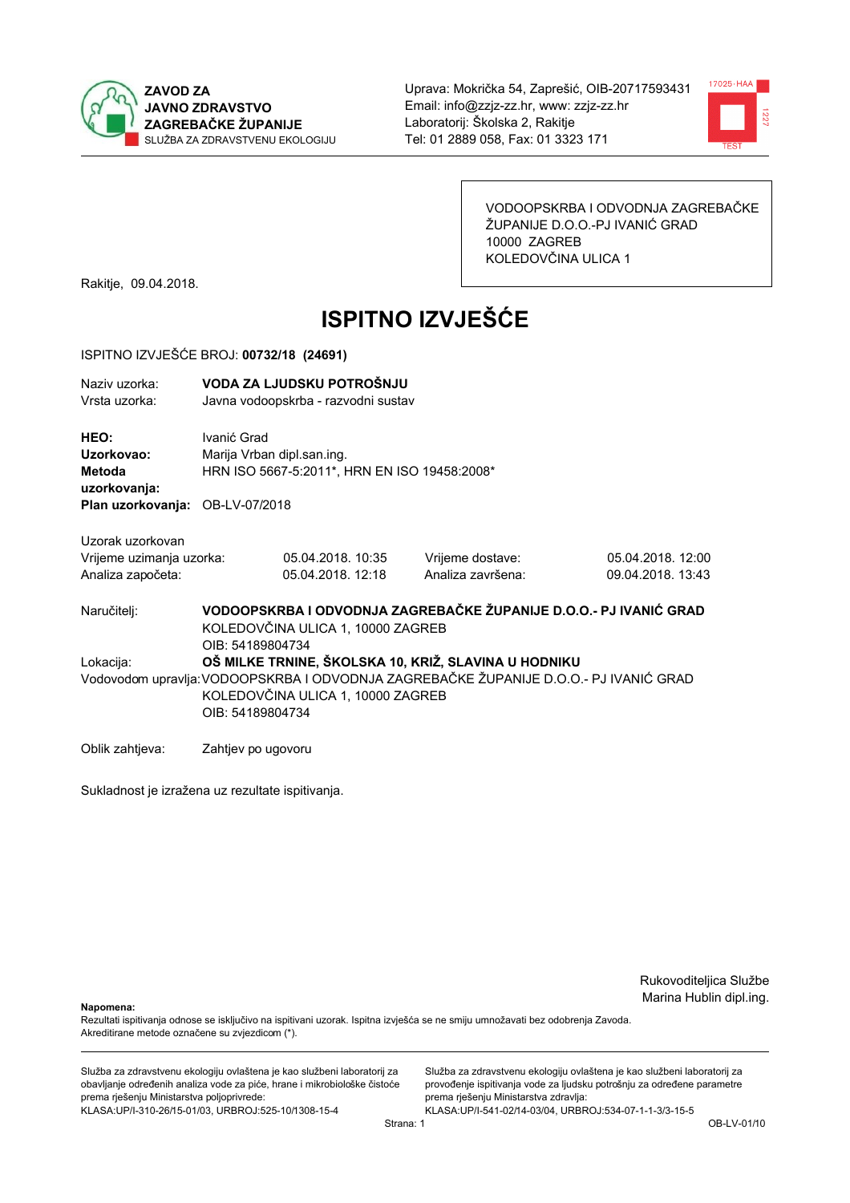ZAVOD ZA
JAVNO ZDRAVSTVO
ZAGREBAČKE ŽUPANIJE
SLUŽBA ZA ZDRAVSTVENU EKOLOGIJU

Uprava: Mokrička 54, Zaprešić, OIB-20717593431
Email: info@zzjz-zz.hr, www: zzjz-zz.hr
Laboratorij: Školska 2, Rakitje
Tel: 01 2889 058, Fax: 01 3323 171

VODOOPSKRBA I ODVODNJA ZAGREBAČKE ŽUPANIJE D.O.O.-PJ IVANIĆ GRAD
10000 ZAGREB
KOLEDOVČINA ULICA 1

Rakitje, 09.04.2018.

# ISPITNO IZVJEŠĆE

ISPITNO IZVJEŠĆE BROJ: **00732/18 (24691)**

Naziv uzorka: **VODA ZA LJUDSKU POTROŠNJU**
Vrsta uzorka: Javna vodoopskrba - razvodni sustav

**HEO:** Ivanić Grad
**Uzorkovao:** Marija Vrban dipl.san.ing.
**Metoda uzorkovanja:** HRN ISO 5667-5:2011*, HRN EN ISO 19458:2008*
**Plan uzorkovanja:** OB-LV-07/2018

Uzorak uzorkovan

| | | | |
|---|---|---|---|
| Vrijeme uzimanja uzorka: | 05.04.2018. 10:35 | Vrijeme dostave: | 05.04.2018. 12:00 |
| Analiza započeta: | 05.04.2018. 12:18 | Analiza završena: | 09.04.2018. 13:43 |

Naručitelj: **VODOOPSKRBA I ODVODNJA ZAGREBAČKE ŽUPANIJE D.O.O.- PJ IVANIĆ GRAD**
KOLEDOVČINA ULICA 1, 10000 ZAGREB
OIB: 54189804734

Lokacija: **OŠ MILKE TRNINE, ŠKOLSKA 10, KRIŽ, SLAVINA U HODNIKU**

Vodovodom upravlja: VODOOPSKRBA I ODVODNJA ZAGREBAČKE ŽUPANIJE D.O.O.- PJ IVANIĆ GRAD
KOLEDOVČINA ULICA 1, 10000 ZAGREB
OIB: 54189804734

Oblik zahtjeva: Zahtjev po ugovoru

Sukladnost je izražena uz rezultate ispitivanja.

Rukovoditeljica Službe
Marina Hublin dipl.ing.

**Napomena:**
Rezultati ispitivanja odnose se isključivo na ispitivani uzorak. Ispitna izvješća se ne smiju umnožavati bez odobrenja Zavoda.
Akreditirane metode označene su zvjezdicom (*).

Služba za zdravstvenu ekologiju ovlaštena je kao službeni laboratorij za obavljanje određenih analiza vode za piće, hrane i mikrobiološke čistoće prema rješenju Ministarstva poljoprivrede:
KLASA:UP/I-310-26/15-01/03, URBROJ:525-10/1308-15-4

Služba za zdravstvenu ekologiju ovlaštena je kao službeni laboratorij za provođenje ispitivanja vode za ljudsku potrošnju za određene parametre prema rješenju Ministarstva zdravlja:
KLASA:UP/I-541-02/14-03/04, URBROJ:534-07-1-1-3/3-15-5

OB-LV-01/10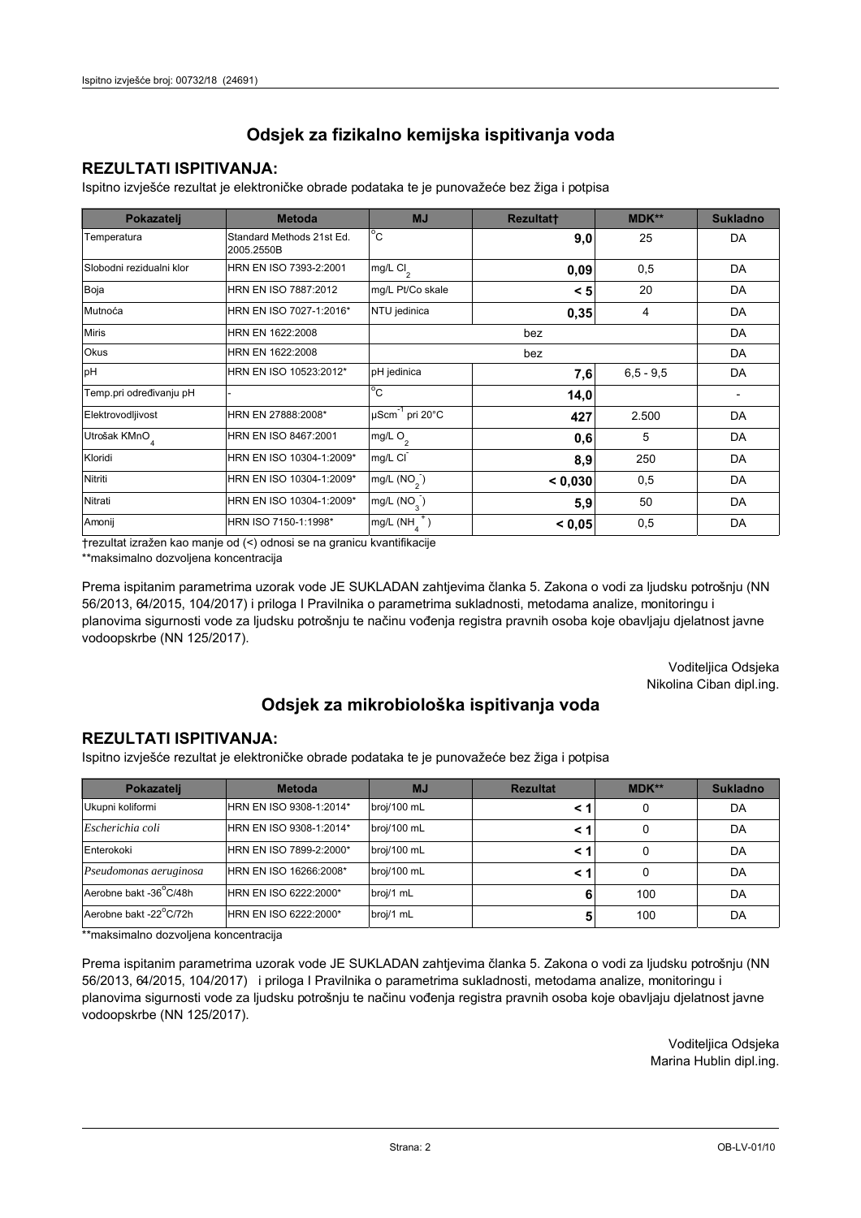## Odsjek za fizikalno kemijska ispitivanja voda

### REZULTATI ISPITIVANJA:

Ispitno izvješće rezultat je elektroničke obrade podataka te je punovažeće bez žiga i potpisa

| Pokazatelj | Metoda | MJ | Rezultat† | MDK** | Sukladno |
|---|---|---|---|---|---|
| Temperatura | Standard Methods 21st Ed. 2005.2550B | °C | **9,0** | 25 | DA |
| Slobodni rezidualni klor | HRN EN ISO 7393-2:2001 | mg/L $Cl_2$ | **0,09** | 0,5 | DA |
| Boja | HRN EN ISO 7887:2012 | mg/L Pt/Co skale | **< 5** | 20 | DA |
| Mutnoća | HRN EN ISO 7027-1:2016* | NTU jedinica | **0,35** | 4 | DA |
| Miris | HRN EN 1622:2008 | bez | | | DA |
| Okus | HRN EN 1622:2008 | bez | | | DA |
| pH | HRN EN ISO 10523:2012* | pH jedinica | **7,6** | 6,5 - 9,5 | DA |
| Temp.pri određivanju pH | - | °C | **14,0** | | - |
| Elektrovodljivost | HRN EN 27888:2008* | $\mu Scm^{-1}$ pri 20°C | **427** | 2.500 | DA |
| Utrošak $KMnO_4$ | HRN EN ISO 8467:2001 | mg/L $O_2$ | **0,6** | 5 | DA |
| Kloridi | HRN EN ISO 10304-1:2009* | mg/L $Cl^-$ | **8,9** | 250 | DA |
| Nitriti | HRN EN ISO 10304-1:2009* | mg/L ($NO_2^-$) | **< 0,030** | 0,5 | DA |
| Nitrati | HRN EN ISO 10304-1:2009* | mg/L ($NO_3^-$) | **5,9** | 50 | DA |
| Amonij | HRN ISO 7150-1:1998* | mg/L ($NH_4^+$) | **< 0,05** | 0,5 | DA |

†rezultat izražen kao manje od (<) odnosi se na granicu kvantifikacije

**maksimalno dozvoljena koncentracija

Prema ispitanim parametrima uzorak vode JE SUKLADAN zahtjevima članka 5. Zakona o vodi za ljudsku potrošnju (NN 56/2013, 64/2015, 104/2017) i priloga I Pravilnika o parametrima sukladnosti, metodama analize, monitoringu i planovima sigurnosti vode za ljudsku potrošnju te načinu vođenja registra pravnih osoba koje obavljaju djelatnost javne vodoopskrbe (NN 125/2017).

Voditeljica Odsjeka
Nikolina Ciban dipl.ing.

## Odsjek za mikrobiološka ispitivanja voda

### REZULTATI ISPITIVANJA:

Ispitno izvješće rezultat je elektroničke obrade podataka te je punovažeće bez žiga i potpisa

| Pokazatelj | Metoda | MJ | Rezultat | MDK** | Sukladno |
|---|---|---|---|---|---|
| Ukupni koliformi | HRN EN ISO 9308-1:2014* | broj/100 mL | **< 1** | 0 | DA |
| *Escherichia coli* | HRN EN ISO 9308-1:2014* | broj/100 mL | **< 1** | 0 | DA |
| Enterokoki | HRN EN ISO 7899-2:2000* | broj/100 mL | **< 1** | 0 | DA |
| *Pseudomonas aeruginosa* | HRN EN ISO 16266:2008* | broj/100 mL | **< 1** | 0 | DA |
| Aerobne bakt -36°C/48h | HRN EN ISO 6222:2000* | broj/1 mL | **6** | 100 | DA |
| Aerobne bakt -22°C/72h | HRN EN ISO 6222:2000* | broj/1 mL | **5** | 100 | DA |

**maksimalno dozvoljena koncentracija

Prema ispitanim parametrima uzorak vode JE SUKLADAN zahtjevima članka 5. Zakona o vodi za ljudsku potrošnju (NN 56/2013, 64/2015, 104/2017) i priloga I Pravilnika o parametrima sukladnosti, metodama analize, monitoringu i planovima sigurnosti vode za ljudsku potrošnju te načinu vođenja registra pravnih osoba koje obavljaju djelatnost javne vodoopskrbe (NN 125/2017).

Voditeljica Odsjeka
Marina Hublin dipl.ing.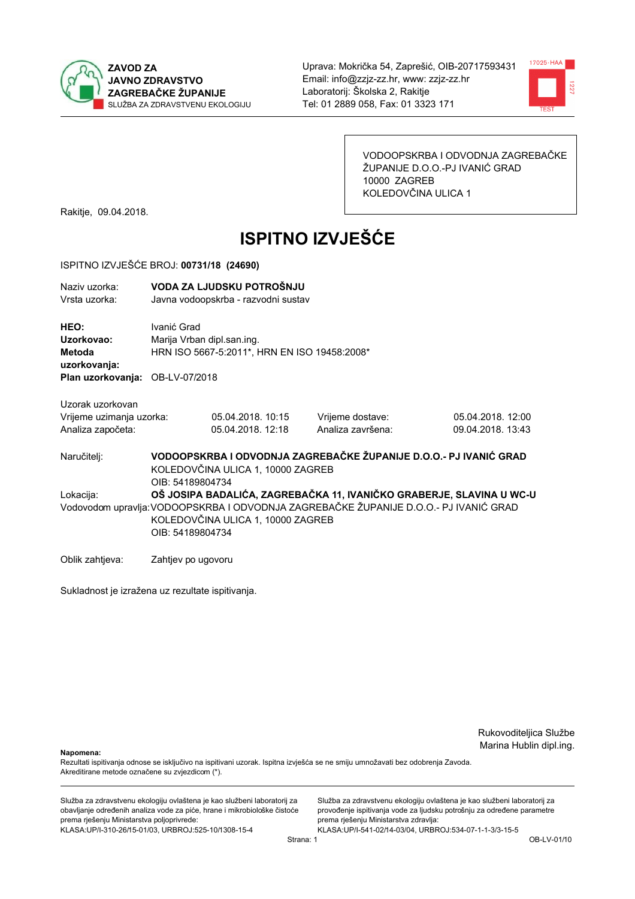**ZAVOD ZA JAVNO ZDRAVSTVO ZAGREBAČKE ŽUPANIJE**
SLUŽBA ZA ZDRAVSTVENU EKOLOGIJU

Uprava: Mokrička 54, Zaprešić, OIB-20717593431
Email: info@zzjz-zz.hr, www: zzjz-zz.hr
Laboratorij: Školska 2, Rakitje
Tel: 01 2889 058, Fax: 01 3323 171

VODOOPSKRBA I ODVODNJA ZAGREBAČKE ŽUPANIJE D.O.O.-PJ IVANIĆ GRAD
10000 ZAGREB
KOLEDOVČINA ULICA 1

Rakitje, 09.04.2018.

# ISPITNO IZVJEŠĆE

ISPITNO IZVJEŠĆE BROJ: **00731/18 (24690)**

Naziv uzorka: **VODA ZA LJUDSKU POTROŠNJU**
Vrsta uzorka: Javna vodoopskrba - razvodni sustav

**HEO:** Ivanić Grad
**Uzorkovao:** Marija Vrban dipl.san.ing.
**Metoda uzorkovanja:** HRN ISO 5667-5:2011*, HRN EN ISO 19458:2008*
**Plan uzorkovanja:** OB-LV-07/2018

Uzorak uzorkovan

| | | | |
|---|---|---|---|
| Vrijeme uzimanja uzorka: | 05.04.2018. 10:15 | Vrijeme dostave: | 05.04.2018. 12:00 |
| Analiza započeta: | 05.04.2018. 12:18 | Analiza završena: | 09.04.2018. 13:43 |

Naručitelj: **VODOOPSKRBA I ODVODNJA ZAGREBAČKE ŽUPANIJE D.O.O.- PJ IVANIĆ GRAD**
KOLEDOVČINA ULICA 1, 10000 ZAGREB
OIB: 54189804734

Lokacija: **OŠ JOSIPA BADALIĆA, ZAGREBAČKA 11, IVANIČKO GRABERJE, SLAVINA U WC-U**

Vodovodom upravlja: VODOOPSKRBA I ODVODNJA ZAGREBAČKE ŽUPANIJE D.O.O.- PJ IVANIĆ GRAD
KOLEDOVČINA ULICA 1, 10000 ZAGREB
OIB: 54189804734

Oblik zahtjeva: Zahtjev po ugovoru

Sukladnost je izražena uz rezultate ispitivanja.

Rukovoditeljica Službe
Marina Hublin dipl.ing.

**Napomena:**
Rezultati ispitivanja odnose se isključivo na ispitivani uzorak. Ispitna izvješća se ne smiju umnožavati bez odobrenja Zavoda.
Akreditirane metode označene su zvjezdicom (*).

Služba za zdravstvenu ekologiju ovlaštena je kao službeni laboratorij za obavljanje određenih analiza vode za piće, hrane i mikrobiološke čistoće prema rješenju Ministarstva poljoprivrede:
KLASA:UP/I-310-26/15-01/03, URBROJ:525-10/1308-15-4

Služba za zdravstvenu ekologiju ovlaštena je kao službeni laboratorij za provođenje ispitivanja vode za ljudsku potrošnju za određene parametre prema rješenju Ministarstva zdravlja:
KLASA:UP/I-541-02/14-03/04, URBROJ:534-07-1-1-3/3-15-5

OB-LV-01/10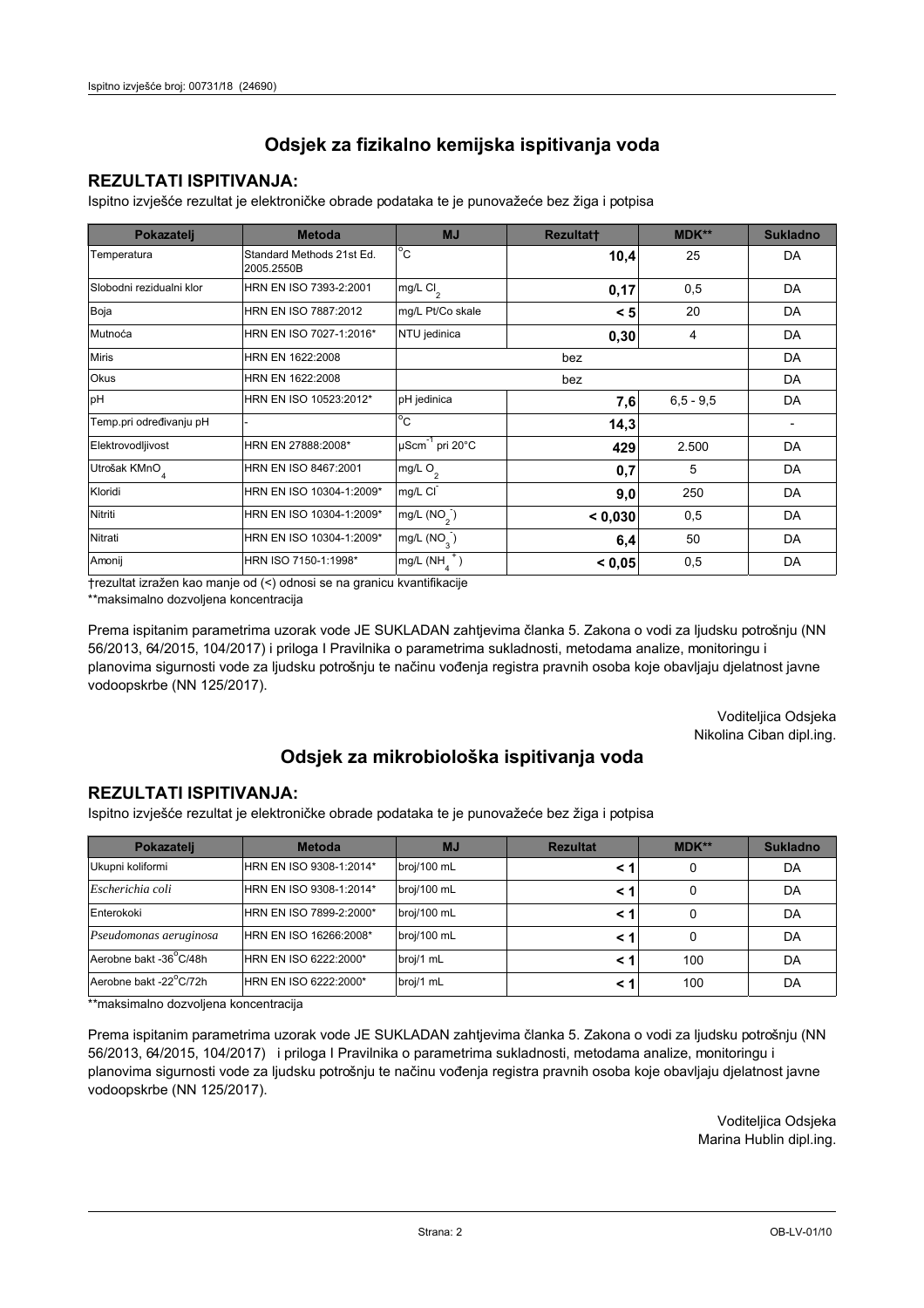# Odsjek za fizikalno kemijska ispitivanja voda

## REZULTATI ISPITIVANJA:

Ispitno izvješće rezultat je elektroničke obrade podataka te je punovažeće bez žiga i potpisa

| Pokazatelj | Metoda | MJ | Rezultat† | MDK** | Sukladno |
|---|---|---|---|---|---|
| Temperatura | Standard Methods 21st Ed. 2005.2550B | $^{o}C$ | **10,4** | 25 | DA |
| Slobodni rezidualni klor | HRN EN ISO 7393-2:2001 | mg/L $Cl_2$ | **0,17** | 0,5 | DA |
| Boja | HRN EN ISO 7887:2012 | mg/L Pt/Co skale | **< 5** | 20 | DA |
| Mutnoća | HRN EN ISO 7027-1:2016* | NTU jedinica | **0,30** | 4 | DA |
| Miris | HRN EN 1622:2008 | bez | | | DA |
| Okus | HRN EN 1622:2008 | bez | | | DA |
| pH | HRN EN ISO 10523:2012* | pH jedinica | **7,6** | 6,5 - 9,5 | DA |
| Temp.pri određivanju pH | - | $^{o}C$ | **14,3** | | - |
| Elektrovodljivost | HRN EN 27888:2008* | $\mu Scm^{-1}$ pri 20°C | **429** | 2.500 | DA |
| Utrošak $KMnO_4$ | HRN EN ISO 8467:2001 | mg/L $O_2$ | **0,7** | 5 | DA |
| Kloridi | HRN EN ISO 10304-1:2009* | mg/L $Cl^-$ | **9,0** | 250 | DA |
| Nitriti | HRN EN ISO 10304-1:2009* | mg/L ($NO_2^-$) | **< 0,030** | 0,5 | DA |
| Nitrati | HRN EN ISO 10304-1:2009* | mg/L ($NO_3^-$) | **6,4** | 50 | DA |
| Amonij | HRN ISO 7150-1:1998* | mg/L ($NH_4^+$) | **< 0,05** | 0,5 | DA |

†rezultat izražen kao manje od (<) odnosi se na granicu kvantifikacije

**maksimalno dozvoljena koncentracija

Prema ispitanim parametrima uzorak vode JE SUKLADAN zahtjevima članka 5. Zakona o vodi za ljudsku potrošnju (NN 56/2013, 64/2015, 104/2017) i priloga I Pravilnika o parametrima sukladnosti, metodama analize, monitoringu i planovima sigurnosti vode za ljudsku potrošnju te načinu vođenja registra pravnih osoba koje obavljaju djelatnost javne vodoopskrbe (NN 125/2017).

Voditeljica Odsjeka
Nikolina Ciban dipl.ing.

# Odsjek za mikrobiološka ispitivanja voda

## REZULTATI ISPITIVANJA:

Ispitno izvješće rezultat je elektroničke obrade podataka te je punovažeće bez žiga i potpisa

| Pokazatelj | Metoda | MJ | Rezultat | MDK** | Sukladno |
|---|---|---|---|---|---|
| Ukupni koliformi | HRN EN ISO 9308-1:2014* | broj/100 mL | **< 1** | 0 | DA |
| *Escherichia coli* | HRN EN ISO 9308-1:2014* | broj/100 mL | **< 1** | 0 | DA |
| Enterokoki | HRN EN ISO 7899-2:2000* | broj/100 mL | **< 1** | 0 | DA |
| *Pseudomonas aeruginosa* | HRN EN ISO 16266:2008* | broj/100 mL | **< 1** | 0 | DA |
| Aerobne bakt -36°C/48h | HRN EN ISO 6222:2000* | broj/1 mL | **< 1** | 100 | DA |
| Aerobne bakt -22°C/72h | HRN EN ISO 6222:2000* | broj/1 mL | **< 1** | 100 | DA |

**maksimalno dozvoljena koncentracija

Prema ispitanim parametrima uzorak vode JE SUKLADAN zahtjevima članka 5. Zakona o vodi za ljudsku potrošnju (NN 56/2013, 64/2015, 104/2017) i priloga I Pravilnika o parametrima sukladnosti, metodama analize, monitoringu i planovima sigurnosti vode za ljudsku potrošnju te načinu vođenja registra pravnih osoba koje obavljaju djelatnost javne vodoopskrbe (NN 125/2017).

Voditeljica Odsjeka
Marina Hublin dipl.ing.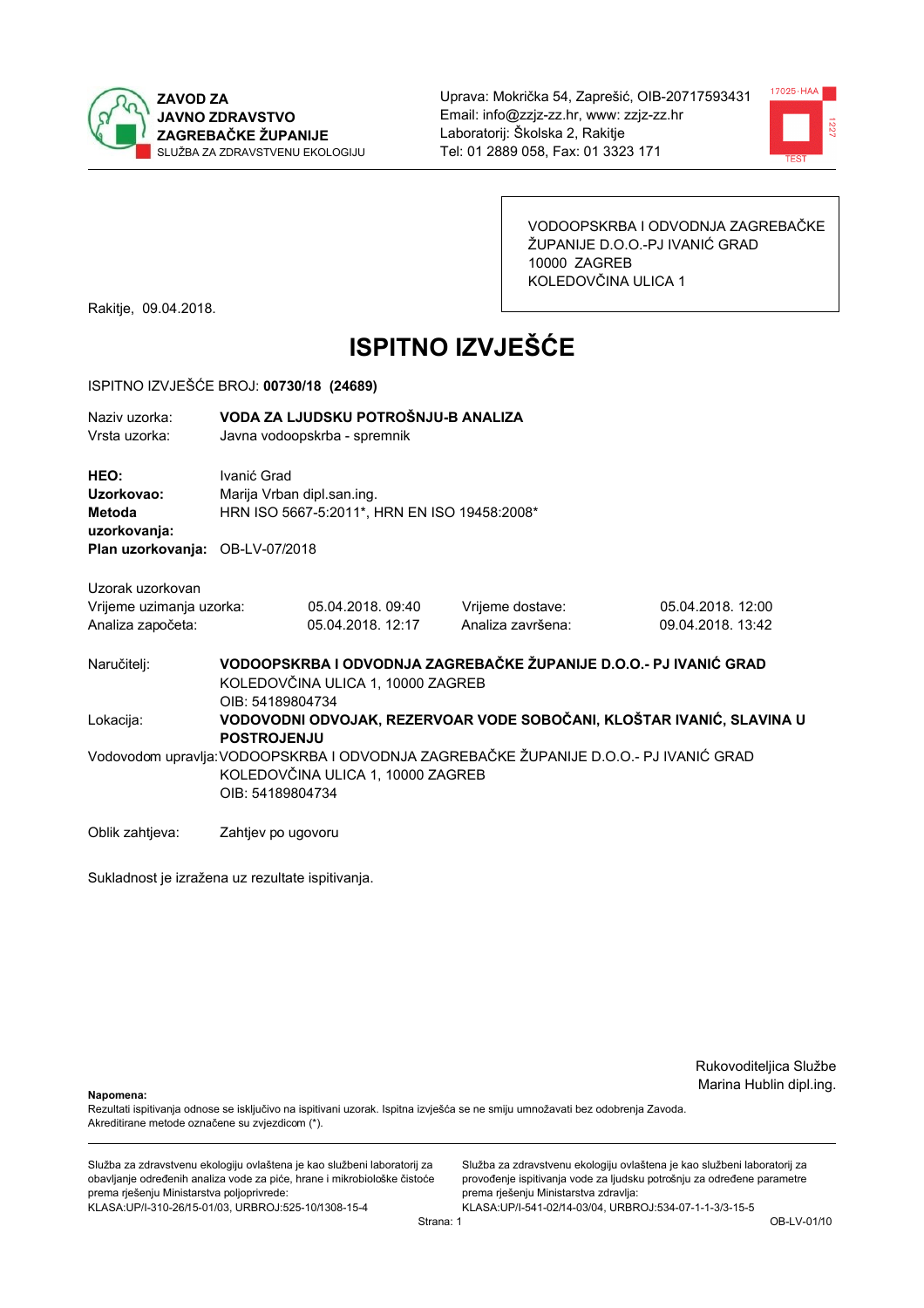ZAVOD ZA
JAVNO ZDRAVSTVO
ZAGREBAČKE ŽUPANIJE
SLUŽBA ZA ZDRAVSTVENU EKOLOGIJU

Uprava: Mokrička 54, Zaprešić, OIB-20717593431
Email: info@zzjz-zz.hr, www: zzjz-zz.hr
Laboratorij: Školska 2, Rakitje
Tel: 01 2889 058, Fax: 01 3323 171

VODOOPSKRBA I ODVODNJA ZAGREBAČKE ŽUPANIJE D.O.O.-PJ IVANIĆ GRAD
10000 ZAGREB
KOLEDOVČINA ULICA 1

Rakitje, 09.04.2018.

# ISPITNO IZVJEŠĆE

ISPITNO IZVJEŠĆE BROJ: **00730/18 (24689)**

Naziv uzorka: **VODA ZA LJUDSKU POTROŠNJU-B ANALIZA**
Vrsta uzorka: Javna vodoopskrba - spremnik

**HEO:** Ivanić Grad
**Uzorkovao:** Marija Vrban dipl.san.ing.
**Metoda uzorkovanja:** HRN ISO 5667-5:2011*, HRN EN ISO 19458:2008*
**Plan uzorkovanja:** OB-LV-07/2018

Uzorak uzorkovan

| | | | |
|---|---|---|---|
| Vrijeme uzimanja uzorka: | 05.04.2018. 09:40 | Vrijeme dostave: | 05.04.2018. 12:00 |
| Analiza započeta: | 05.04.2018. 12:17 | Analiza završena: | 09.04.2018. 13:42 |

Naručitelj: **VODOOPSKRBA I ODVODNJA ZAGREBAČKE ŽUPANIJE D.O.O.- PJ IVANIĆ GRAD**
KOLEDOVČINA ULICA 1, 10000 ZAGREB
OIB: 54189804734

Lokacija: **VODOVODNI ODVOJAK, REZERVOAR VODE SOBOČANI, KLOŠTAR IVANIĆ, SLAVINA U POSTROJENJU**

Vodovodom upravlja: VODOOPSKRBA I ODVODNJA ZAGREBAČKE ŽUPANIJE D.O.O.- PJ IVANIĆ GRAD
KOLEDOVČINA ULICA 1, 10000 ZAGREB
OIB: 54189804734

Oblik zahtjeva: Zahtjev po ugovoru

Sukladnost je izražena uz rezultate ispitivanja.

Rukovoditeljica Službe
Marina Hublin dipl.ing.

**Napomena:**
Rezultati ispitivanja odnose se isključivo na ispitivani uzorak. Ispitna izvješća se ne smiju umnožavati bez odobrenja Zavoda.
Akreditirane metode označene su zvjezdicom (*).

Služba za zdravstvenu ekologiju ovlaštena je kao službeni laboratorij za obavljanje određenih analiza vode za piće, hrane i mikrobiološke čistoće prema rješenju Ministarstva poljoprivrede:
KLASA:UP/I-310-26/15-01/03, URBROJ:525-10/1308-15-4

Služba za zdravstvenu ekologiju ovlaštena je kao službeni laboratorij za provođenje ispitivanja vode za ljudsku potrošnju za određene parametre prema rješenju Ministarstva zdravlja:
KLASA:UP/I-541-02/14-03/04, URBROJ:534-07-1-1-3/3-15-5

OB-LV-01/10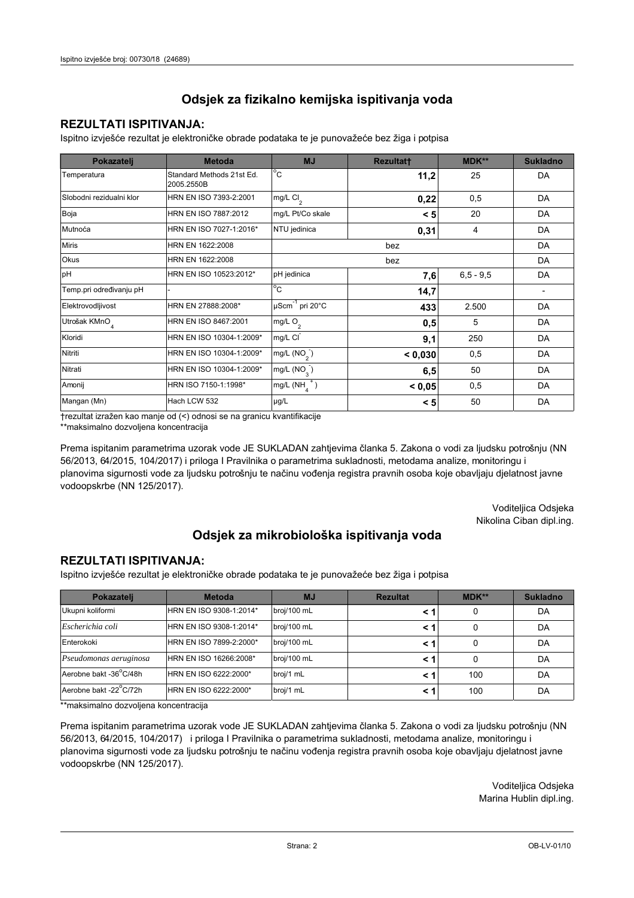## Odsjek za fizikalno kemijska ispitivanja voda

### REZULTATI ISPITIVANJA:

Ispitno izvješće rezultat je elektroničke obrade podataka te je punovažeće bez žiga i potpisa

| Pokazatelj | Metoda | MJ | Rezultat† | MDK** | Sukladno |
|---|---|---|---|---|---|
| Temperatura | Standard Methods 21st Ed. 2005.2550B | °C | **11,2** | 25 | DA |
| Slobodni rezidualni klor | HRN EN ISO 7393-2:2001 | mg/L $Cl_2$ | **0,22** | 0,5 | DA |
| Boja | HRN EN ISO 7887:2012 | mg/L Pt/Co skale | **< 5** | 20 | DA |
| Mutnoća | HRN EN ISO 7027-1:2016* | NTU jedinica | **0,31** | 4 | DA |
| Miris | HRN EN 1622:2008 | bez | | | DA |
| Okus | HRN EN 1622:2008 | bez | | | DA |
| pH | HRN EN ISO 10523:2012* | pH jedinica | **7,6** | 6,5 - 9,5 | DA |
| Temp.pri određivanju pH | - | °C | **14,7** | | - |
| Elektrovodljivost | HRN EN 27888:2008* | $\mu Scm^{-1}$ pri 20°C | **433** | 2.500 | DA |
| Utrošak $KMnO_4$ | HRN EN ISO 8467:2001 | mg/L $O_2$ | **0,5** | 5 | DA |
| Kloridi | HRN EN ISO 10304-1:2009* | mg/L $Cl^-$ | **9,1** | 250 | DA |
| Nitriti | HRN EN ISO 10304-1:2009* | mg/L ($NO_2^-$) | **< 0,030** | 0,5 | DA |
| Nitrati | HRN EN ISO 10304-1:2009* | mg/L ($NO_3^-$) | **6,5** | 50 | DA |
| Amonij | HRN ISO 7150-1:1998* | mg/L ($NH_4^+$) | **< 0,05** | 0,5 | DA |
| Mangan (Mn) | Hach LCW 532 | µg/L | **< 5** | 50 | DA |

†rezultat izražen kao manje od (<) odnosi se na granicu kvantifikacije

**maksimalno dozvoljena koncentracija

Prema ispitanim parametrima uzorak vode JE SUKLADAN zahtjevima članka 5. Zakona o vodi za ljudsku potrošnju (NN 56/2013, 64/2015, 104/2017) i priloga I Pravilnika o parametrima sukladnosti, metodama analize, monitoringu i planovima sigurnosti vode za ljudsku potrošnju te načinu vođenja registra pravnih osoba koje obavljaju djelatnost javne vodoopskrbe (NN 125/2017).

Voditeljica Odsjeka
Nikolina Ciban dipl.ing.

## Odsjek za mikrobiološka ispitivanja voda

### REZULTATI ISPITIVANJA:

Ispitno izvješće rezultat je elektroničke obrade podataka te je punovažeće bez žiga i potpisa

| Pokazatelj | Metoda | MJ | Rezultat | MDK** | Sukladno |
|---|---|---|---|---|---|
| Ukupni koliformi | HRN EN ISO 9308-1:2014* | broj/100 mL | **< 1** | 0 | DA |
| *Escherichia coli* | HRN EN ISO 9308-1:2014* | broj/100 mL | **< 1** | 0 | DA |
| Enterokoki | HRN EN ISO 7899-2:2000* | broj/100 mL | **< 1** | 0 | DA |
| *Pseudomonas aeruginosa* | HRN EN ISO 16266:2008* | broj/100 mL | **< 1** | 0 | DA |
| Aerobne bakt -36°C/48h | HRN EN ISO 6222:2000* | broj/1 mL | **< 1** | 100 | DA |
| Aerobne bakt -22°C/72h | HRN EN ISO 6222:2000* | broj/1 mL | **< 1** | 100 | DA |

**maksimalno dozvoljena koncentracija

Prema ispitanim parametrima uzorak vode JE SUKLADAN zahtjevima članka 5. Zakona o vodi za ljudsku potrošnju (NN 56/2013, 64/2015, 104/2017) i priloga I Pravilnika o parametrima sukladnosti, metodama analize, monitoringu i planovima sigurnosti vode za ljudsku potrošnju te načinu vođenja registra pravnih osoba koje obavljaju djelatnost javne vodoopskrbe (NN 125/2017).

Voditeljica Odsjeka
Marina Hublin dipl.ing.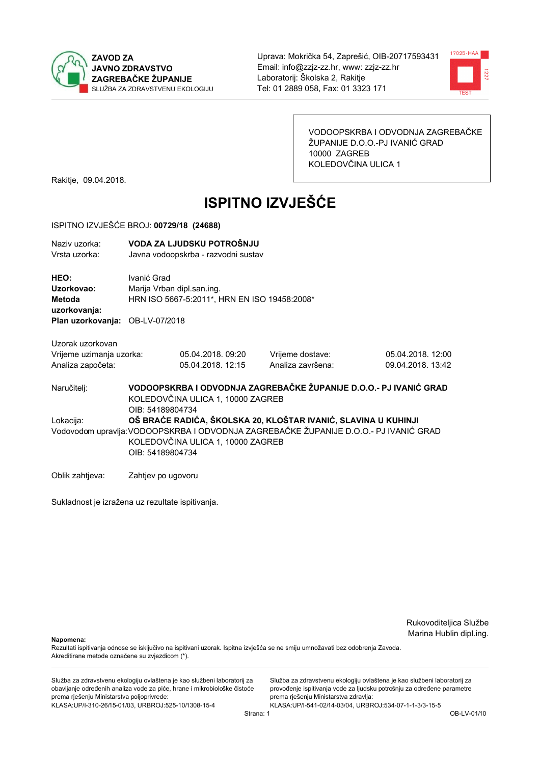**ZAVOD ZA JAVNO ZDRAVSTVO ZAGREBAČKE ŽUPANIJE**
SLUŽBA ZA ZDRAVSTVENU EKOLOGIJU

Uprava: Mokrička 54, Zaprešić, OIB-20717593431
Email: info@zzjz-zz.hr, www: zzjz-zz.hr
Laboratorij: Školska 2, Rakitje
Tel: 01 2889 058, Fax: 01 3323 171

VODOOPSKRBA I ODVODNJA ZAGREBAČKE ŽUPANIJE D.O.O.-PJ IVANIĆ GRAD
10000 ZAGREB
KOLEDOVČINA ULICA 1

Rakitje, 09.04.2018.

# ISPITNO IZVJEŠĆE

ISPITNO IZVJEŠĆE BROJ: **00729/18 (24688)**

Naziv uzorka: **VODA ZA LJUDSKU POTROŠNJU**
Vrsta uzorka: Javna vodoopskrba - razvodni sustav

**HEO:** Ivanić Grad
**Uzorkovao:** Marija Vrban dipl.san.ing.
**Metoda uzorkovanja:** HRN ISO 5667-5:2011*, HRN EN ISO 19458:2008*
**Plan uzorkovanja:** OB-LV-07/2018

Uzorak uzorkovan

| | | | |
|---|---|---|---|
| Vrijeme uzimanja uzorka: | 05.04.2018. 09:20 | Vrijeme dostave: | 05.04.2018. 12:00 |
| Analiza započeta: | 05.04.2018. 12:15 | Analiza završena: | 09.04.2018. 13:42 |

Naručitelj: **VODOOPSKRBA I ODVODNJA ZAGREBAČKE ŽUPANIJE D.O.O.- PJ IVANIĆ GRAD**
KOLEDOVČINA ULICA 1, 10000 ZAGREB
OIB: 54189804734

Lokacija: **OŠ BRAĆE RADIĆA, ŠKOLSKA 20, KLOŠTAR IVANIĆ, SLAVINA U KUHINJI**

Vodovodom upravlja: VODOOPSKRBA I ODVODNJA ZAGREBAČKE ŽUPANIJE D.O.O.- PJ IVANIĆ GRAD
KOLEDOVČINA ULICA 1, 10000 ZAGREB
OIB: 54189804734

Oblik zahtjeva: Zahtjev po ugovoru

Sukladnost je izražena uz rezultate ispitivanja.

Rukovoditeljica Službe
Marina Hublin dipl.ing.

**Napomena:**
Rezultati ispitivanja odnose se isključivo na ispitivani uzorak. Ispitna izvješća se ne smiju umnožavati bez odobrenja Zavoda.
Akreditirane metode označene su zvjezdicom (*).

Služba za zdravstvenu ekologiju ovlaštena je kao službeni laboratorij za obavljanje određenih analiza vode za piće, hrane i mikrobiološke čistoće prema rješenju Ministarstva poljoprivrede:
KLASA:UP/I-310-26/15-01/03, URBROJ:525-10/1308-15-4

Služba za zdravstvenu ekologiju ovlaštena je kao službeni laboratorij za provođenje ispitivanja vode za ljudsku potrošnju za određene parametre prema rješenju Ministarstva zdravlja:
KLASA:UP/I-541-02/14-03/04, URBROJ:534-07-1-1-3/3-15-5

OB-LV-01/10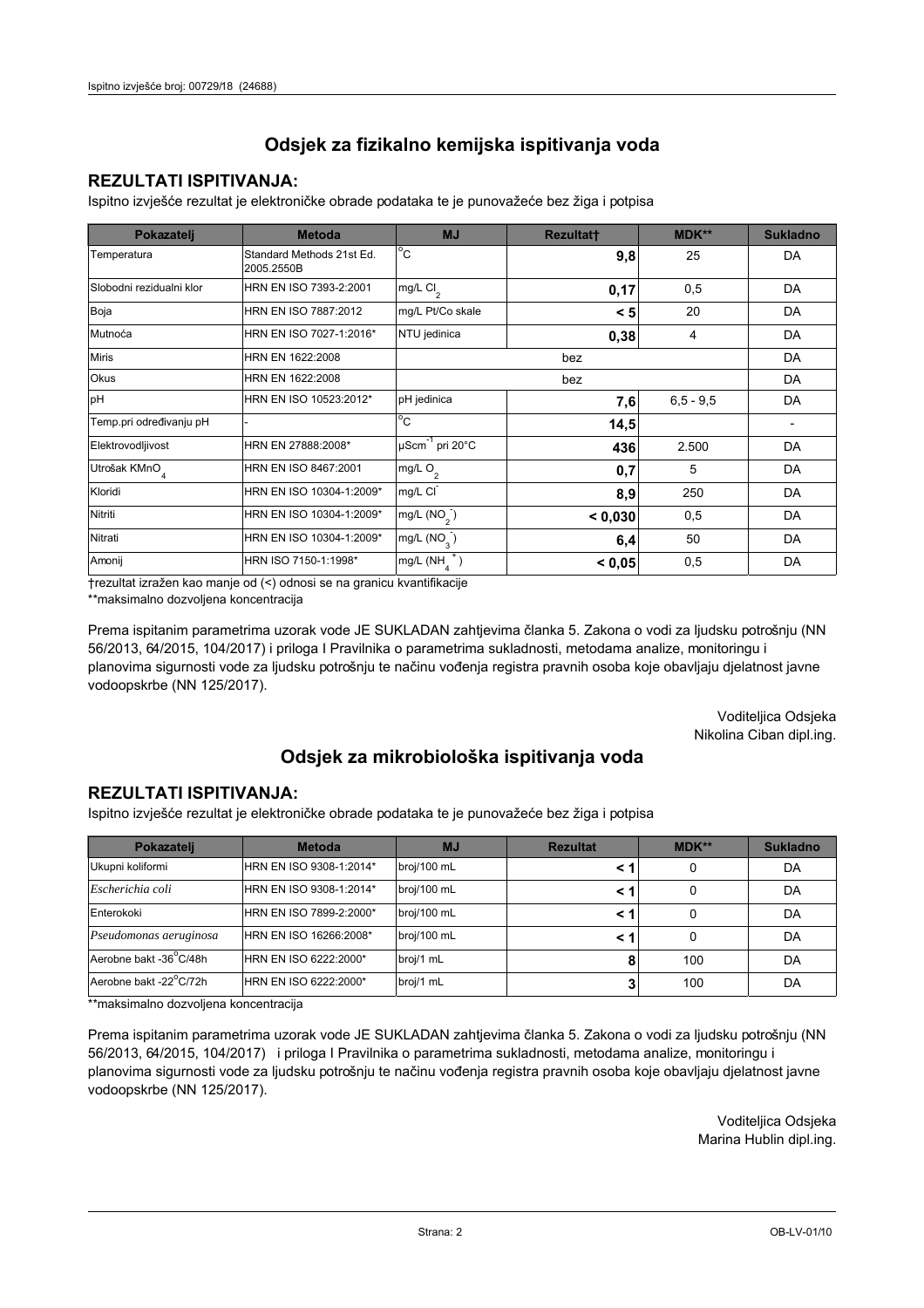## Odsjek za fizikalno kemijska ispitivanja voda

### REZULTATI ISPITIVANJA:

Ispitno izvješće rezultat je elektroničke obrade podataka te je punovažeće bez žiga i potpisa

| Pokazatelj | Metoda | MJ | Rezultat† | MDK** | Sukladno |
|---|---|---|---|---|---|
| Temperatura | Standard Methods 21st Ed. 2005.2550B | °C | **9,8** | 25 | DA |
| Slobodni rezidualni klor | HRN EN ISO 7393-2:2001 | mg/L $Cl_2$ | **0,17** | 0,5 | DA |
| Boja | HRN EN ISO 7887:2012 | mg/L Pt/Co skale | **< 5** | 20 | DA |
| Mutnoća | HRN EN ISO 7027-1:2016* | NTU jedinica | **0,38** | 4 | DA |
| Miris | HRN EN 1622:2008 | bez | | | DA |
| Okus | HRN EN 1622:2008 | bez | | | DA |
| pH | HRN EN ISO 10523:2012* | pH jedinica | **7,6** | 6,5 - 9,5 | DA |
| Temp.pri određivanju pH | - | °C | **14,5** | | - |
| Elektrovodljivost | HRN EN 27888:2008* | $\mu Scm^{-1}$ pri 20°C | **436** | 2.500 | DA |
| Utrošak $KMnO_4$ | HRN EN ISO 8467:2001 | mg/L $O_2$ | **0,7** | 5 | DA |
| Kloridi | HRN EN ISO 10304-1:2009* | mg/L $Cl^-$ | **8,9** | 250 | DA |
| Nitriti | HRN EN ISO 10304-1:2009* | mg/L ($NO_2^-$) | **< 0,030** | 0,5 | DA |
| Nitrati | HRN EN ISO 10304-1:2009* | mg/L ($NO_3^-$) | **6,4** | 50 | DA |
| Amonij | HRN ISO 7150-1:1998* | mg/L ($NH_4^+$) | **< 0,05** | 0,5 | DA |

†rezultat izražen kao manje od (<) odnosi se na granicu kvantifikacije

**maksimalno dozvoljena koncentracija

Prema ispitanim parametrima uzorak vode JE SUKLADAN zahtjevima članka 5. Zakona o vodi za ljudsku potrošnju (NN 56/2013, 64/2015, 104/2017) i priloga I Pravilnika o parametrima sukladnosti, metodama analize, monitoringu i planovima sigurnosti vode za ljudsku potrošnju te načinu vođenja registra pravnih osoba koje obavljaju djelatnost javne vodoopskrbe (NN 125/2017).

Voditeljica Odsjeka
Nikolina Ciban dipl.ing.

## Odsjek za mikrobiološka ispitivanja voda

### REZULTATI ISPITIVANJA:

Ispitno izvješće rezultat je elektroničke obrade podataka te je punovažeće bez žiga i potpisa

| Pokazatelj | Metoda | MJ | Rezultat | MDK** | Sukladno |
|---|---|---|---|---|---|
| Ukupni koliformi | HRN EN ISO 9308-1:2014* | broj/100 mL | **< 1** | 0 | DA |
| *Escherichia coli* | HRN EN ISO 9308-1:2014* | broj/100 mL | **< 1** | 0 | DA |
| Enterokoki | HRN EN ISO 7899-2:2000* | broj/100 mL | **< 1** | 0 | DA |
| *Pseudomonas aeruginosa* | HRN EN ISO 16266:2008* | broj/100 mL | **< 1** | 0 | DA |
| Aerobne bakt -36°C/48h | HRN EN ISO 6222:2000* | broj/1 mL | **8** | 100 | DA |
| Aerobne bakt -22°C/72h | HRN EN ISO 6222:2000* | broj/1 mL | **3** | 100 | DA |

**maksimalno dozvoljena koncentracija

Prema ispitanim parametrima uzorak vode JE SUKLADAN zahtjevima članka 5. Zakona o vodi za ljudsku potrošnju (NN 56/2013, 64/2015, 104/2017) i priloga I Pravilnika o parametrima sukladnosti, metodama analize, monitoringu i planovima sigurnosti vode za ljudsku potrošnju te načinu vođenja registra pravnih osoba koje obavljaju djelatnost javne vodoopskrbe (NN 125/2017).

Voditeljica Odsjeka
Marina Hublin dipl.ing.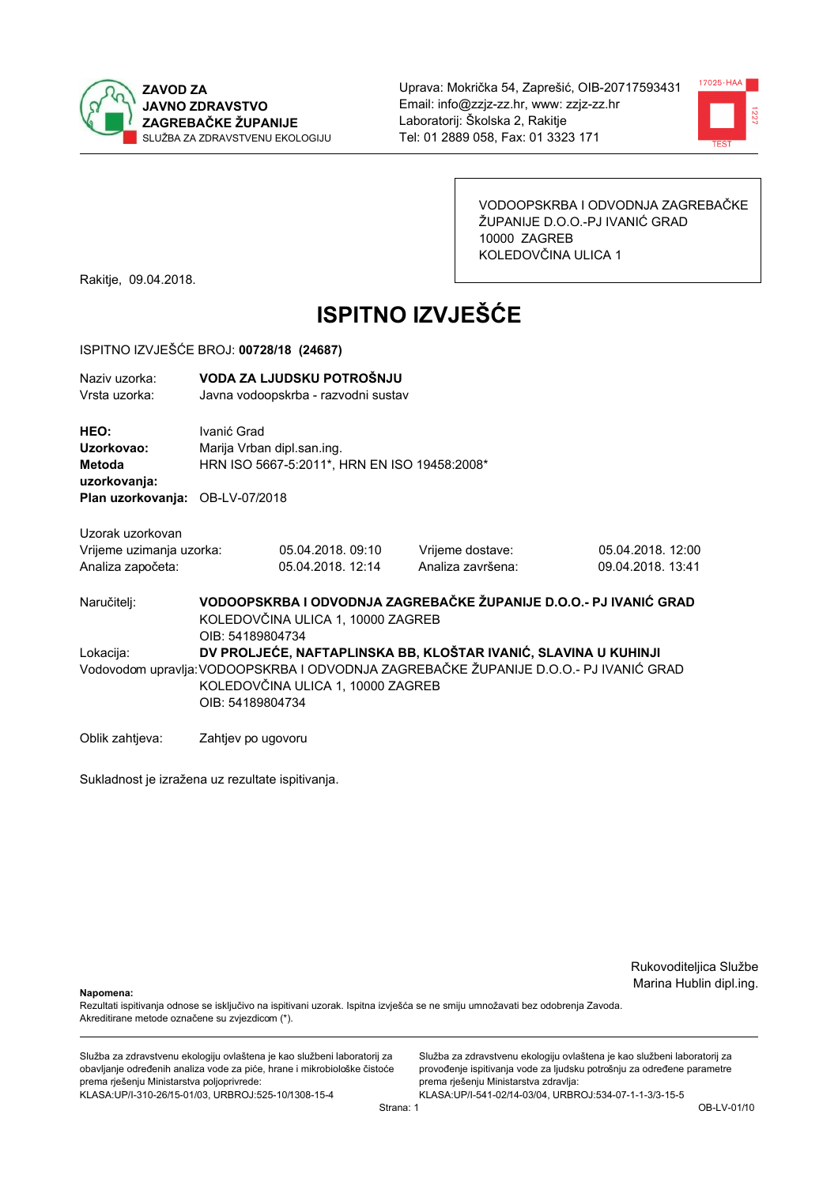**ZAVOD ZA JAVNO ZDRAVSTVO ZAGREBAČKE ŽUPANIJE**
SLUŽBA ZA ZDRAVSTVENU EKOLOGIJU

Uprava: Mokrička 54, Zaprešić, OIB-20717593431
Email: info@zzjz-zz.hr, www: zzjz-zz.hr
Laboratorij: Školska 2, Rakitje
Tel: 01 2889 058, Fax: 01 3323 171

VODOOPSKRBA I ODVODNJA ZAGREBAČKE ŽUPANIJE D.O.O.-PJ IVANIĆ GRAD
10000 ZAGREB
KOLEDOVČINA ULICA 1

Rakitje, 09.04.2018.

# ISPITNO IZVJEŠĆE

ISPITNO IZVJEŠĆE BROJ: **00728/18 (24687)**

Naziv uzorka: **VODA ZA LJUDSKU POTROŠNJU**
Vrsta uzorka: Javna vodoopskrba - razvodni sustav

**HEO:** Ivanić Grad
**Uzorkovao:** Marija Vrban dipl.san.ing.
**Metoda uzorkovanja:** HRN ISO 5667-5:2011*, HRN EN ISO 19458:2008*
**Plan uzorkovanja:** OB-LV-07/2018

Uzorak uzorkovan

| | | | |
|---|---|---|---|
| Vrijeme uzimanja uzorka: | 05.04.2018. 09:10 | Vrijeme dostave: | 05.04.2018. 12:00 |
| Analiza započeta: | 05.04.2018. 12:14 | Analiza završena: | 09.04.2018. 13:41 |

Naručitelj: **VODOOPSKRBA I ODVODNJA ZAGREBAČKE ŽUPANIJE D.O.O.- PJ IVANIĆ GRAD**
KOLEDOVČINA ULICA 1, 10000 ZAGREB
OIB: 54189804734

Lokacija: **DV PROLJEĆE, NAFTAPLINSKA BB, KLOŠTAR IVANIĆ, SLAVINA U KUHINJI**

Vodovodom upravlja: VODOOPSKRBA I ODVODNJA ZAGREBAČKE ŽUPANIJE D.O.O.- PJ IVANIĆ GRAD
KOLEDOVČINA ULICA 1, 10000 ZAGREB
OIB: 54189804734

Oblik zahtjeva: Zahtjev po ugovoru

Sukladnost je izražena uz rezultate ispitivanja.

Rukovoditeljica Službe
Marina Hublin dipl.ing.

**Napomena:**
Rezultati ispitivanja odnose se isključivo na ispitivani uzorak. Ispitna izvješća se ne smiju umnožavati bez odobrenja Zavoda.
Akreditirane metode označene su zvjezdicom (*).

Služba za zdravstvenu ekologiju ovlaštena je kao službeni laboratorij za obavljanje određenih analiza vode za piće, hrane i mikrobiološke čistoće prema rješenju Ministarstva poljoprivrede:
KLASA:UP/I-310-26/15-01/03, URBROJ:525-10/1308-15-4

Služba za zdravstvenu ekologiju ovlaštena je kao službeni laboratorij za provođenje ispitivanja vode za ljudsku potrošnju za određene parametre prema rješenju Ministarstva zdravlja:
KLASA:UP/I-541-02/14-03/04, URBROJ:534-07-1-1-3/3-15-5

OB-LV-01/10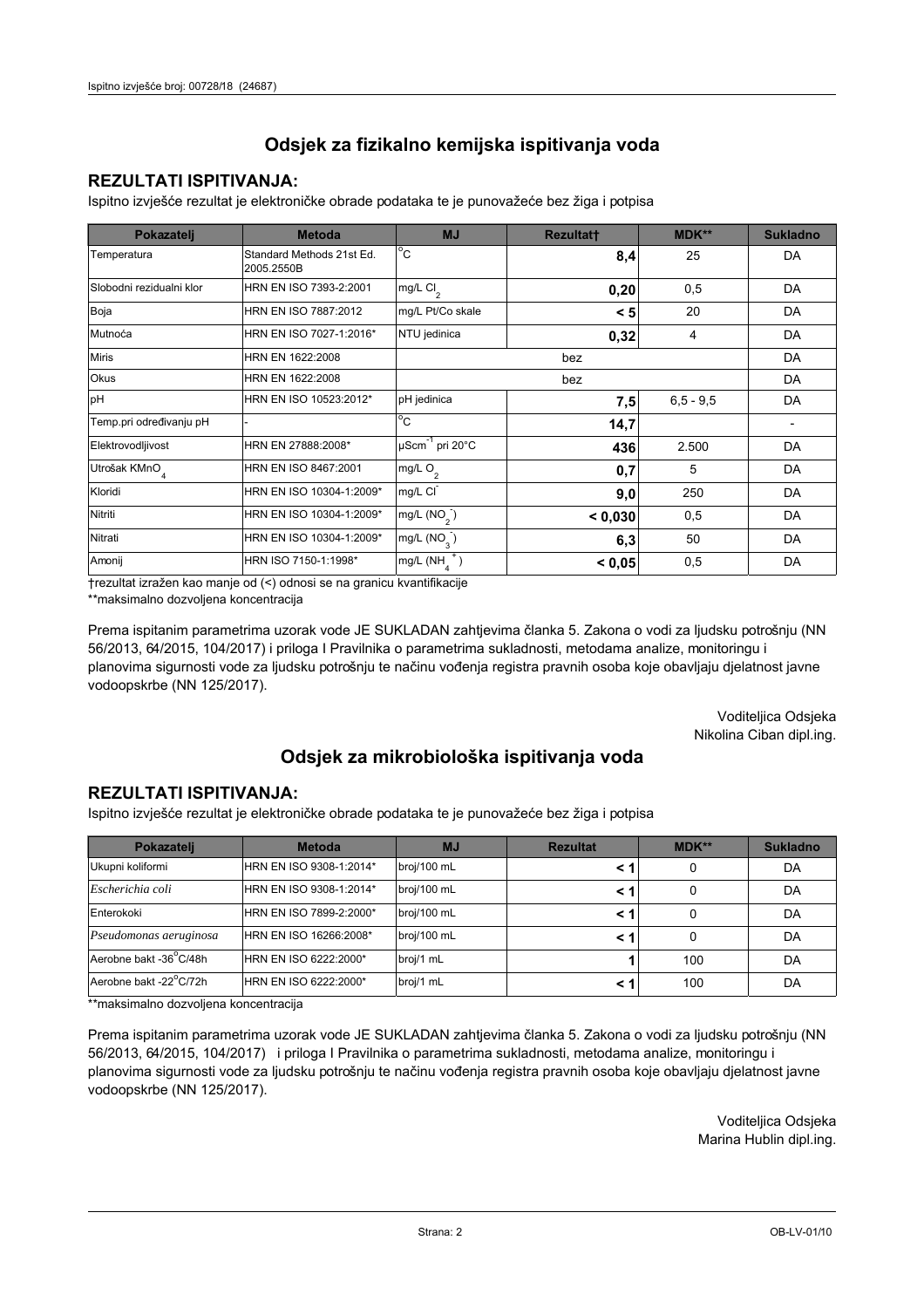## Odsjek za fizikalno kemijska ispitivanja voda

### REZULTATI ISPITIVANJA:

Ispitno izvješće rezultat je elektroničke obrade podataka te je punovažeće bez žiga i potpisa

| Pokazatelj | Metoda | MJ | Rezultat† | MDK** | Sukladno |
|---|---|---|---|---|---|
| Temperatura | Standard Methods 21st Ed. 2005.2550B | °C | **8,4** | 25 | DA |
| Slobodni rezidualni klor | HRN EN ISO 7393-2:2001 | mg/L $Cl_2$ | **0,20** | 0,5 | DA |
| Boja | HRN EN ISO 7887:2012 | mg/L Pt/Co skale | **< 5** | 20 | DA |
| Mutnoća | HRN EN ISO 7027-1:2016* | NTU jedinica | **0,32** | 4 | DA |
| Miris | HRN EN 1622:2008 | bez | | | DA |
| Okus | HRN EN 1622:2008 | bez | | | DA |
| pH | HRN EN ISO 10523:2012* | pH jedinica | **7,5** | 6,5 - 9,5 | DA |
| Temp.pri određivanju pH | - | °C | **14,7** | | - |
| Elektrovodljivost | HRN EN 27888:2008* | $\mu Scm^{-1}$ pri 20°C | **436** | 2.500 | DA |
| Utrošak $KMnO_4$ | HRN EN ISO 8467:2001 | mg/L $O_2$ | **0,7** | 5 | DA |
| Kloridi | HRN EN ISO 10304-1:2009* | mg/L $Cl^-$ | **9,0** | 250 | DA |
| Nitriti | HRN EN ISO 10304-1:2009* | mg/L ($NO_2^-$) | **< 0,030** | 0,5 | DA |
| Nitrati | HRN EN ISO 10304-1:2009* | mg/L ($NO_3^-$) | **6,3** | 50 | DA |
| Amonij | HRN ISO 7150-1:1998* | mg/L ($NH_4^+$) | **< 0,05** | 0,5 | DA |

†rezultat izražen kao manje od (<) odnosi se na granicu kvantifikacije

**maksimalno dozvoljena koncentracija

Prema ispitanim parametrima uzorak vode JE SUKLADAN zahtjevima članka 5. Zakona o vodi za ljudsku potrošnju (NN 56/2013, 64/2015, 104/2017) i priloga I Pravilnika o parametrima sukladnosti, metodama analize, monitoringu i planovima sigurnosti vode za ljudsku potrošnju te načinu vođenja registra pravnih osoba koje obavljaju djelatnost javne vodoopskrbe (NN 125/2017).

Voditeljica Odsjeka
Nikolina Ciban dipl.ing.

## Odsjek za mikrobiološka ispitivanja voda

### REZULTATI ISPITIVANJA:

Ispitno izvješće rezultat je elektroničke obrade podataka te je punovažeće bez žiga i potpisa

| Pokazatelj | Metoda | MJ | Rezultat | MDK** | Sukladno |
|---|---|---|---|---|---|
| Ukupni koliformi | HRN EN ISO 9308-1:2014* | broj/100 mL | **< 1** | 0 | DA |
| *Escherichia coli* | HRN EN ISO 9308-1:2014* | broj/100 mL | **< 1** | 0 | DA |
| Enterokoki | HRN EN ISO 7899-2:2000* | broj/100 mL | **< 1** | 0 | DA |
| *Pseudomonas aeruginosa* | HRN EN ISO 16266:2008* | broj/100 mL | **< 1** | 0 | DA |
| Aerobne bakt -36°C/48h | HRN EN ISO 6222:2000* | broj/1 mL | **1** | 100 | DA |
| Aerobne bakt -22°C/72h | HRN EN ISO 6222:2000* | broj/1 mL | **< 1** | 100 | DA |

**maksimalno dozvoljena koncentracija

Prema ispitanim parametrima uzorak vode JE SUKLADAN zahtjevima članka 5. Zakona o vodi za ljudsku potrošnju (NN 56/2013, 64/2015, 104/2017) i priloga I Pravilnika o parametrima sukladnosti, metodama analize, monitoringu i planovima sigurnosti vode za ljudsku potrošnju te načinu vođenja registra pravnih osoba koje obavljaju djelatnost javne vodoopskrbe (NN 125/2017).

Voditeljica Odsjeka
Marina Hublin dipl.ing.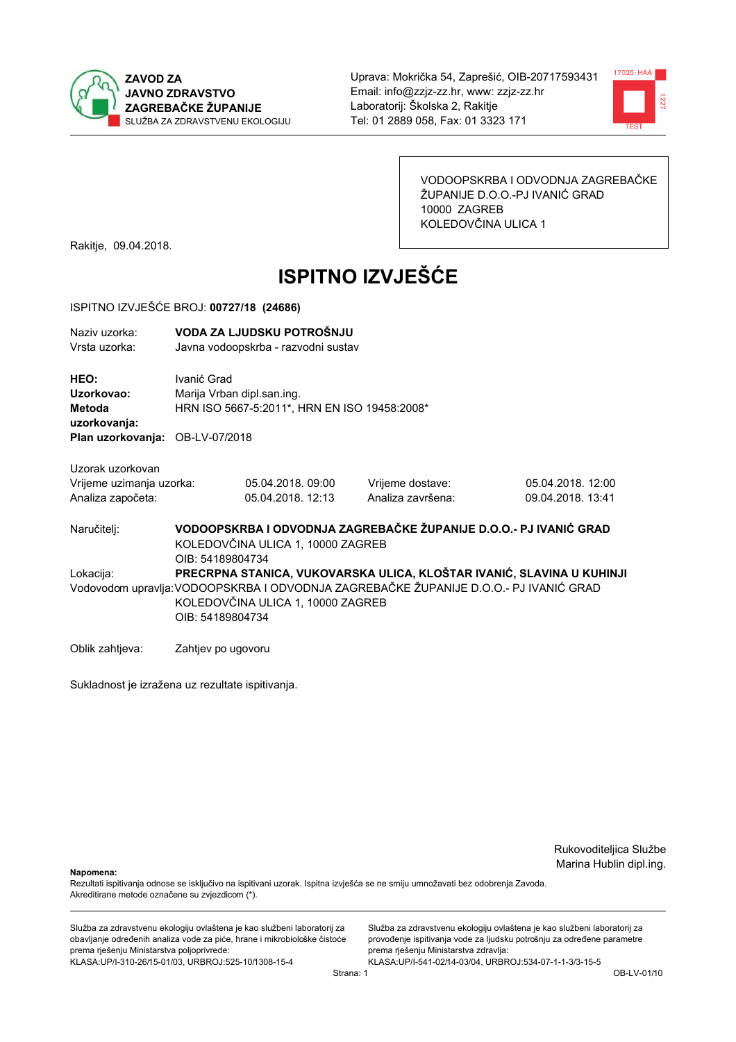ZAVOD ZA
JAVNO ZDRAVSTVO
ZAGREBAČKE ŽUPANIJE
SLUŽBA ZA ZDRAVSTVENU EKOLOGIJU

Uprava: Mokrička 54, Zaprešić, OIB-20717593431
Email: info@zzjz-zz.hr, www: zzjz-zz.hr
Laboratorij: Školska 2, Rakitje
Tel: 01 2889 058, Fax: 01 3323 171

VODOOPSKRBA I ODVODNJA ZAGREBAČKE ŽUPANIJE D.O.O.-PJ IVANIĆ GRAD
10000 ZAGREB
KOLEDOVČINA ULICA 1

Rakitje, 09.04.2018.

# ISPITNO IZVJEŠĆE

ISPITNO IZVJEŠĆE BROJ: **00727/18 (24686)**

| | |
|---|---|
| Naziv uzorka: | **VODA ZA LJUDSKU POTROŠNJU** |
| Vrsta uzorka: | Javna vodoopskrba - razvodni sustav |

| | |
|---|---|
| **HEO:** | Ivanić Grad |
| **Uzorkovao:** | Marija Vrban dipl.san.ing. |
| **Metoda uzorkovanja:** | HRN ISO 5667-5:2011*, HRN EN ISO 19458:2008* |
| **Plan uzorkovanja:** | OB-LV-07/2018 |

Uzorak uzorkovan

| | | | |
|---|---|---|---|
| Vrijeme uzimanja uzorka: | 05.04.2018. 09:00 | Vrijeme dostave: | 05.04.2018. 12:00 |
| Analiza započeta: | 05.04.2018. 12:13 | Analiza završena: | 09.04.2018. 13:41 |

Naručitelj: **VODOOPSKRBA I ODVODNJA ZAGREBAČKE ŽUPANIJE D.O.O.- PJ IVANIĆ GRAD**
KOLEDOVČINA ULICA 1, 10000 ZAGREB
OIB: 54189804734

Lokacija: **PRECRPNA STANICA, VUKOVARSKA ULICA, KLOŠTAR IVANIĆ, SLAVINA U KUHINJI**

Vodovodom upravlja: VODOOPSKRBA I ODVODNJA ZAGREBAČKE ŽUPANIJE D.O.O.- PJ IVANIĆ GRAD
KOLEDOVČINA ULICA 1, 10000 ZAGREB
OIB: 54189804734

Oblik zahtjeva: Zahtjev po ugovoru

Sukladnost je izražena uz rezultate ispitivanja.

Rukovoditeljica Službe
Marina Hublin dipl.ing.

**Napomena:**
Rezultati ispitivanja odnose se isključivo na ispitivani uzorak. Ispitna izvješća se ne smiju umnožavati bez odobrenja Zavoda.
Akreditirane metode označene su zvjezdicom (*).

Služba za zdravstvenu ekologiju ovlaštena je kao službeni laboratorij za obavljanje određenih analiza vode za piće, hrane i mikrobiološke čistoće prema rješenju Ministarstva poljoprivrede:
KLASA:UP/I-310-26/15-01/03, URBROJ:525-10/1308-15-4

Služba za zdravstvenu ekologiju ovlaštena je kao službeni laboratorij za provođenje ispitivanja vode za ljudsku potrošnju za određene parametre prema rješenju Ministarstva zdravlja:
KLASA:UP/I-541-02/14-03/04, URBROJ:534-07-1-1-3/3-15-5

OB-LV-01/10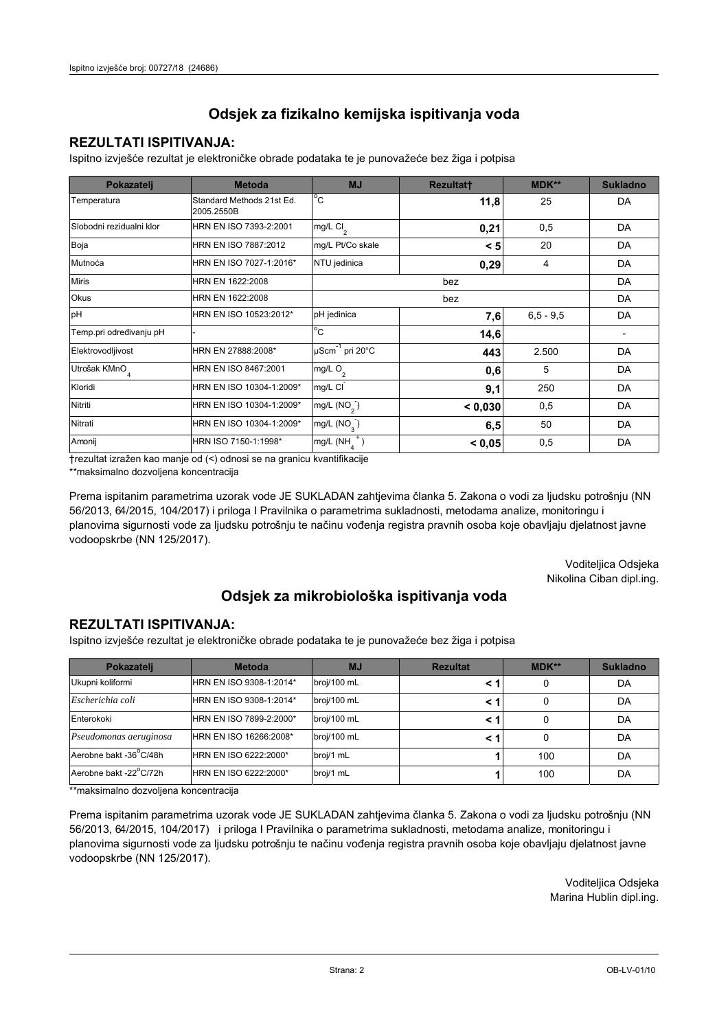## Odsjek za fizikalno kemijska ispitivanja voda

### REZULTATI ISPITIVANJA:

Ispitno izvješće rezultat je elektroničke obrade podataka te je punovažeće bez žiga i potpisa

| Pokazatelj | Metoda | MJ | Rezultat† | MDK** | Sukladno |
|---|---|---|---|---|---|
| Temperatura | Standard Methods 21st Ed. 2005.2550B | °C | **11,8** | 25 | DA |
| Slobodni rezidualni klor | HRN EN ISO 7393-2:2001 | mg/L $Cl_2$ | **0,21** | 0,5 | DA |
| Boja | HRN EN ISO 7887:2012 | mg/L Pt/Co skale | **< 5** | 20 | DA |
| Mutnoća | HRN EN ISO 7027-1:2016* | NTU jedinica | **0,29** | 4 | DA |
| Miris | HRN EN 1622:2008 | bez | | | DA |
| Okus | HRN EN 1622:2008 | bez | | | DA |
| pH | HRN EN ISO 10523:2012* | pH jedinica | **7,6** | 6,5 - 9,5 | DA |
| Temp.pri određivanju pH | - | °C | **14,6** | | - |
| Elektrovodljivost | HRN EN 27888:2008* | $\mu Scm^{-1}$ pri 20°C | **443** | 2.500 | DA |
| Utrošak $KMnO_4$ | HRN EN ISO 8467:2001 | mg/L $O_2$ | **0,6** | 5 | DA |
| Kloridi | HRN EN ISO 10304-1:2009* | mg/L $Cl^-$ | **9,1** | 250 | DA |
| Nitriti | HRN EN ISO 10304-1:2009* | mg/L ($NO_2^-$) | **< 0,030** | 0,5 | DA |
| Nitrati | HRN EN ISO 10304-1:2009* | mg/L ($NO_3^-$) | **6,5** | 50 | DA |
| Amonij | HRN ISO 7150-1:1998* | mg/L ($NH_4^+$) | **< 0,05** | 0,5 | DA |

†rezultat izražen kao manje od (<) odnosi se na granicu kvantifikacije

**maksimalno dozvoljena koncentracija

Prema ispitanim parametrima uzorak vode JE SUKLADAN zahtjevima članka 5. Zakona o vodi za ljudsku potrošnju (NN 56/2013, 64/2015, 104/2017) i priloga I Pravilnika o parametrima sukladnosti, metodama analize, monitoringu i planovima sigurnosti vode za ljudsku potrošnju te načinu vođenja registra pravnih osoba koje obavljaju djelatnost javne vodoopskrbe (NN 125/2017).

Voditeljica Odsjeka
Nikolina Ciban dipl.ing.

## Odsjek za mikrobiološka ispitivanja voda

### REZULTATI ISPITIVANJA:

Ispitno izvješće rezultat je elektroničke obrade podataka te je punovažeće bez žiga i potpisa

| Pokazatelj | Metoda | MJ | Rezultat | MDK** | Sukladno |
|---|---|---|---|---|---|
| Ukupni koliformi | HRN EN ISO 9308-1:2014* | broj/100 mL | **< 1** | 0 | DA |
| *Escherichia coli* | HRN EN ISO 9308-1:2014* | broj/100 mL | **< 1** | 0 | DA |
| Enterokoki | HRN EN ISO 7899-2:2000* | broj/100 mL | **< 1** | 0 | DA |
| *Pseudomonas aeruginosa* | HRN EN ISO 16266:2008* | broj/100 mL | **< 1** | 0 | DA |
| Aerobne bakt -36°C/48h | HRN EN ISO 6222:2000* | broj/1 mL | **1** | 100 | DA |
| Aerobne bakt -22°C/72h | HRN EN ISO 6222:2000* | broj/1 mL | **1** | 100 | DA |

**maksimalno dozvoljena koncentracija

Prema ispitanim parametrima uzorak vode JE SUKLADAN zahtjevima članka 5. Zakona o vodi za ljudsku potrošnju (NN 56/2013, 64/2015, 104/2017) i priloga I Pravilnika o parametrima sukladnosti, metodama analize, monitoringu i planovima sigurnosti vode za ljudsku potrošnju te načinu vođenja registra pravnih osoba koje obavljaju djelatnost javne vodoopskrbe (NN 125/2017).

Voditeljica Odsjeka
Marina Hublin dipl.ing.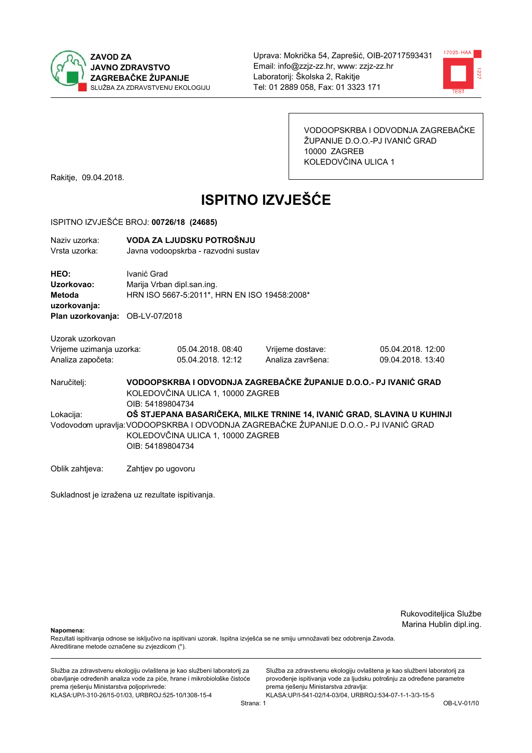**ZAVOD ZA JAVNO ZDRAVSTVO ZAGREBAČKE ŽUPANIJE**
SLUŽBA ZA ZDRAVSTVENU EKOLOGIJU

Uprava: Mokrička 54, Zaprešić, OIB-20717593431
Email: info@zzjz-zz.hr, www: zzjz-zz.hr
Laboratorij: Školska 2, Rakitje
Tel: 01 2889 058, Fax: 01 3323 171

VODOOPSKRBA I ODVODNJA ZAGREBAČKE ŽUPANIJE D.O.O.-PJ IVANIĆ GRAD
10000 ZAGREB
KOLEDOVČINA ULICA 1

Rakitje, 09.04.2018.

# ISPITNO IZVJEŠĆE

ISPITNO IZVJEŠĆE BROJ: **00726/18 (24685)**

Naziv uzorka: **VODA ZA LJUDSKU POTROŠNJU**
Vrsta uzorka: Javna vodoopskrba - razvodni sustav

**HEO:** Ivanić Grad
**Uzorkovao:** Marija Vrban dipl.san.ing.
**Metoda uzorkovanja:** HRN ISO 5667-5:2011*, HRN EN ISO 19458:2008*
**Plan uzorkovanja:** OB-LV-07/2018

Uzorak uzorkovan

| | | | |
|---|---|---|---|
| Vrijeme uzimanja uzorka: | 05.04.2018. 08:40 | Vrijeme dostave: | 05.04.2018. 12:00 |
| Analiza započeta: | 05.04.2018. 12:12 | Analiza završena: | 09.04.2018. 13:40 |

Naručitelj: **VODOOPSKRBA I ODVODNJA ZAGREBAČKE ŽUPANIJE D.O.O.- PJ IVANIĆ GRAD**
KOLEDOVČINA ULICA 1, 10000 ZAGREB
OIB: 54189804734

Lokacija: **OŠ STJEPANA BASARIČEKA, MILKE TRNINE 14, IVANIĆ GRAD, SLAVINA U KUHINJI**

Vodovodom upravlja: VODOOPSKRBA I ODVODNJA ZAGREBAČKE ŽUPANIJE D.O.O.- PJ IVANIĆ GRAD
KOLEDOVČINA ULICA 1, 10000 ZAGREB
OIB: 54189804734

Oblik zahtjeva: Zahtjev po ugovoru

Sukladnost je izražena uz rezultate ispitivanja.

Rukovoditeljica Službe
Marina Hublin dipl.ing.

**Napomena:**
Rezultati ispitivanja odnose se isključivo na ispitivani uzorak. Ispitna izvješća se ne smiju umnožavati bez odobrenja Zavoda.
Akreditirane metode označene su zvjezdicom (*).

Služba za zdravstvenu ekologiju ovlaštena je kao službeni laboratorij za obavljanje određenih analiza vode za piće, hrane i mikrobiološke čistoće prema rješenju Ministarstva poljoprivrede:
KLASA:UP/I-310-26/15-01/03, URBROJ:525-10/1308-15-4

Služba za zdravstvenu ekologiju ovlaštena je kao službeni laboratorij za provođenje ispitivanja vode za ljudsku potrošnju za određene parametre prema rješenju Ministarstva zdravlja:
KLASA:UP/I-541-02/14-03/04, URBROJ:534-07-1-1-3/3-15-5

OB-LV-01/10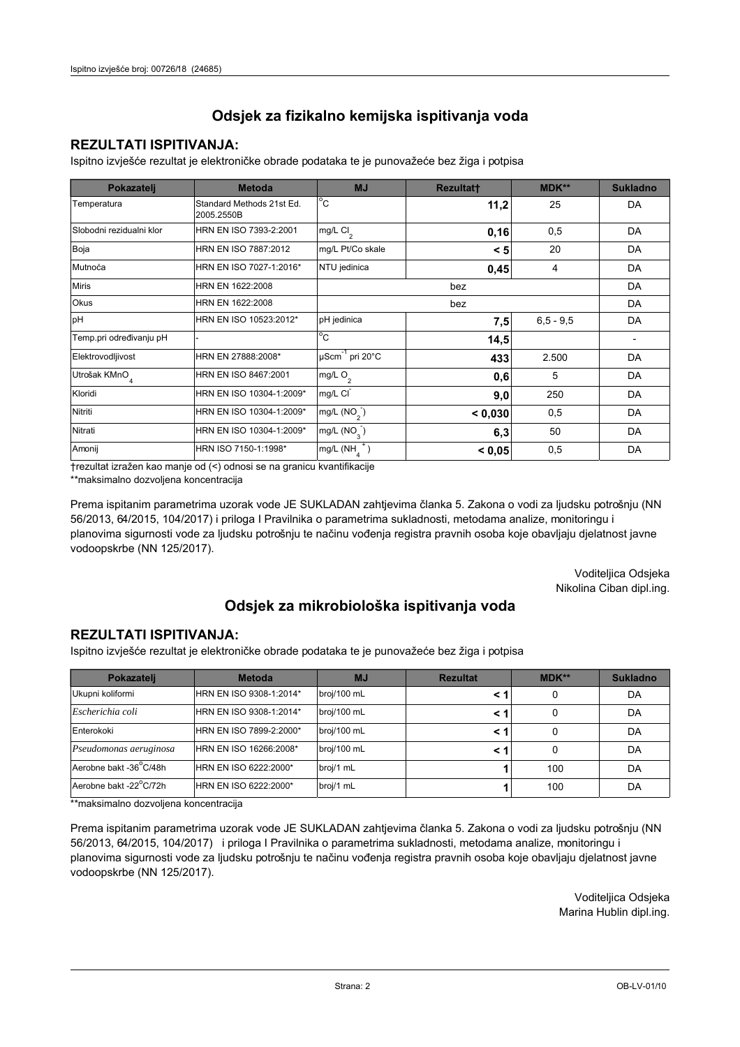## Odsjek za fizikalno kemijska ispitivanja voda

### REZULTATI ISPITIVANJA:

Ispitno izvješće rezultat je elektroničke obrade podataka te je punovažeće bez žiga i potpisa

| Pokazatelj | Metoda | MJ | Rezultat† | MDK** | Sukladno |
|---|---|---|---|---|---|
| Temperatura | Standard Methods 21st Ed. 2005.2550B | $^{o}C$ | **11,2** | 25 | DA |
| Slobodni rezidualni klor | HRN EN ISO 7393-2:2001 | mg/L $Cl_2$ | **0,16** | 0,5 | DA |
| Boja | HRN EN ISO 7887:2012 | mg/L Pt/Co skale | **< 5** | 20 | DA |
| Mutnoća | HRN EN ISO 7027-1:2016* | NTU jedinica | **0,45** | 4 | DA |
| Miris | HRN EN 1622:2008 | bez | | | DA |
| Okus | HRN EN 1622:2008 | bez | | | DA |
| pH | HRN EN ISO 10523:2012* | pH jedinica | **7,5** | 6,5 - 9,5 | DA |
| Temp.pri određivanju pH | - | $^{o}C$ | **14,5** | | - |
| Elektrovodljivost | HRN EN 27888:2008* | $\mu Scm^{-1}$ pri 20°C | **433** | 2.500 | DA |
| Utrošak $KMnO_4$ | HRN EN ISO 8467:2001 | mg/L $O_2$ | **0,6** | 5 | DA |
| Kloridi | HRN EN ISO 10304-1:2009* | mg/L $Cl^-$ | **9,0** | 250 | DA |
| Nitriti | HRN EN ISO 10304-1:2009* | mg/L ($NO_2^-$) | **< 0,030** | 0,5 | DA |
| Nitrati | HRN EN ISO 10304-1:2009* | mg/L ($NO_3^-$) | **6,3** | 50 | DA |
| Amonij | HRN ISO 7150-1:1998* | mg/L ($NH_4^+$) | **< 0,05** | 0,5 | DA |

†rezultat izražen kao manje od (<) odnosi se na granicu kvantifikacije

**maksimalno dozvoljena koncentracija

Prema ispitanim parametrima uzorak vode JE SUKLADAN zahtjevima članka 5. Zakona o vodi za ljudsku potrošnju (NN 56/2013, 64/2015, 104/2017) i priloga I Pravilnika o parametrima sukladnosti, metodama analize, monitoringu i planovima sigurnosti vode za ljudsku potrošnju te načinu vođenja registra pravnih osoba koje obavljaju djelatnost javne vodoopskrbe (NN 125/2017).

Voditeljica Odsjeka
Nikolina Ciban dipl.ing.

## Odsjek za mikrobiološka ispitivanja voda

### REZULTATI ISPITIVANJA:

Ispitno izvješće rezultat je elektroničke obrade podataka te je punovažeće bez žiga i potpisa

| Pokazatelj | Metoda | MJ | Rezultat | MDK** | Sukladno |
|---|---|---|---|---|---|
| Ukupni koliformi | HRN EN ISO 9308-1:2014* | broj/100 mL | **< 1** | 0 | DA |
| *Escherichia coli* | HRN EN ISO 9308-1:2014* | broj/100 mL | **< 1** | 0 | DA |
| Enterokoki | HRN EN ISO 7899-2:2000* | broj/100 mL | **< 1** | 0 | DA |
| *Pseudomonas aeruginosa* | HRN EN ISO 16266:2008* | broj/100 mL | **< 1** | 0 | DA |
| Aerobne bakt -36°C/48h | HRN EN ISO 6222:2000* | broj/1 mL | **1** | 100 | DA |
| Aerobne bakt -22°C/72h | HRN EN ISO 6222:2000* | broj/1 mL | **1** | 100 | DA |

**maksimalno dozvoljena koncentracija

Prema ispitanim parametrima uzorak vode JE SUKLADAN zahtjevima članka 5. Zakona o vodi za ljudsku potrošnju (NN 56/2013, 64/2015, 104/2017) i priloga I Pravilnika o parametrima sukladnosti, metodama analize, monitoringu i planovima sigurnosti vode za ljudsku potrošnju te načinu vođenja registra pravnih osoba koje obavljaju djelatnost javne vodoopskrbe (NN 125/2017).

Voditeljica Odsjeka
Marina Hublin dipl.ing.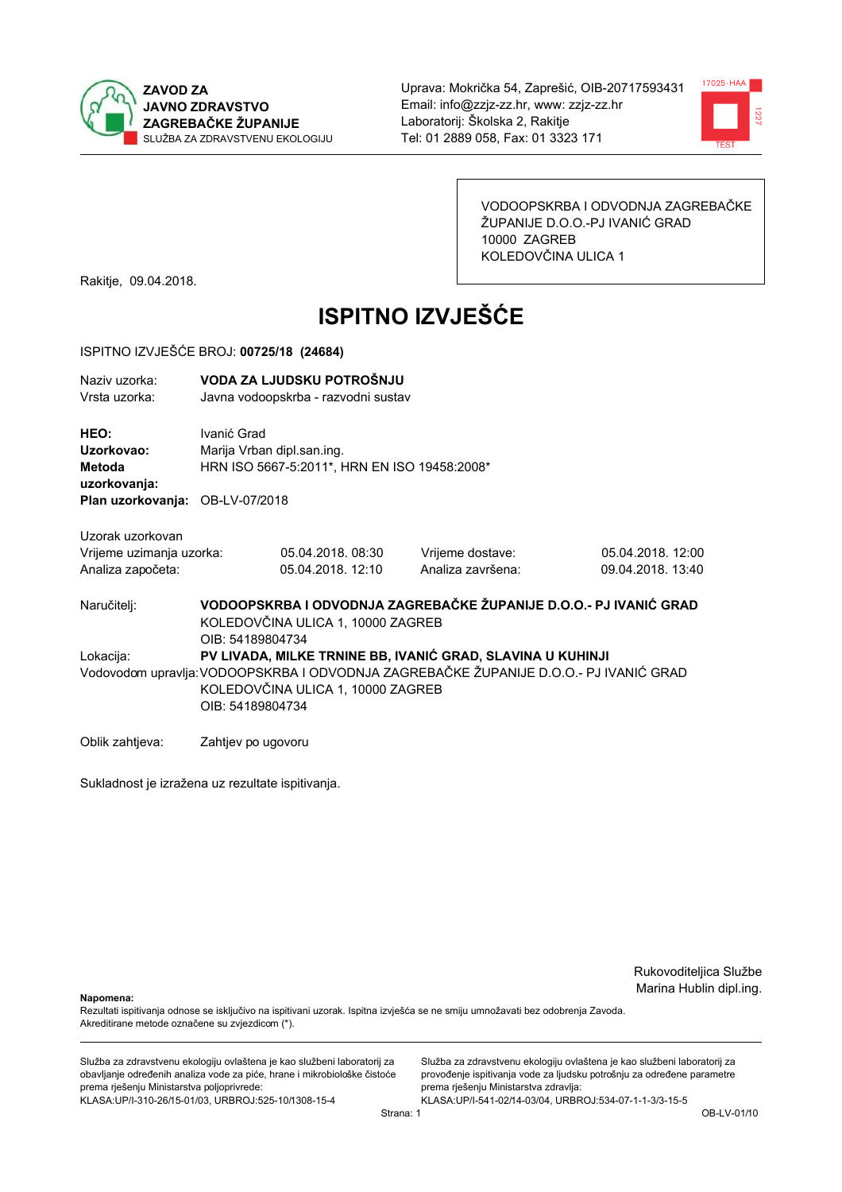**ZAVOD ZA JAVNO ZDRAVSTVO ZAGREBAČKE ŽUPANIJE**
SLUŽBA ZA ZDRAVSTVENU EKOLOGIJU

Uprava: Mokrička 54, Zaprešić, OIB-20717593431
Email: info@zzjz-zz.hr, www: zzjz-zz.hr
Laboratorij: Školska 2, Rakitje
Tel: 01 2889 058, Fax: 01 3323 171

VODOOPSKRBA I ODVODNJA ZAGREBAČKE ŽUPANIJE D.O.O.-PJ IVANIĆ GRAD
10000 ZAGREB
KOLEDOVČINA ULICA 1

Rakitje, 09.04.2018.

# ISPITNO IZVJEŠĆE

ISPITNO IZVJEŠĆE BROJ: **00725/18 (24684)**

Naziv uzorka: **VODA ZA LJUDSKU POTROŠNJU**
Vrsta uzorka: Javna vodoopskrba - razvodni sustav

**HEO:** Ivanić Grad
**Uzorkovao:** Marija Vrban dipl.san.ing.
**Metoda uzorkovanja:** HRN ISO 5667-5:2011*, HRN EN ISO 19458:2008*
**Plan uzorkovanja:** OB-LV-07/2018

Uzorak uzorkovan

| | | | |
|---|---|---|---|
| Vrijeme uzimanja uzorka: | 05.04.2018. 08:30 | Vrijeme dostave: | 05.04.2018. 12:00 |
| Analiza započeta: | 05.04.2018. 12:10 | Analiza završena: | 09.04.2018. 13:40 |

Naručitelj: **VODOOPSKRBA I ODVODNJA ZAGREBAČKE ŽUPANIJE D.O.O.- PJ IVANIĆ GRAD**
KOLEDOVČINA ULICA 1, 10000 ZAGREB
OIB: 54189804734

Lokacija: **PV LIVADA, MILKE TRNINE BB, IVANIĆ GRAD, SLAVINA U KUHINJI**

Vodovodom upravlja: VODOOPSKRBA I ODVODNJA ZAGREBAČKE ŽUPANIJE D.O.O.- PJ IVANIĆ GRAD
KOLEDOVČINA ULICA 1, 10000 ZAGREB
OIB: 54189804734

Oblik zahtjeva: Zahtjev po ugovoru

Sukladnost je izražena uz rezultate ispitivanja.

Rukovoditeljica Službe
Marina Hublin dipl.ing.

**Napomena:**
Rezultati ispitivanja odnose se isključivo na ispitivani uzorak. Ispitna izvješća se ne smiju umnožavati bez odobrenja Zavoda.
Akreditirane metode označene su zvjezdicom (*).

Služba za zdravstvenu ekologiju ovlaštena je kao službeni laboratorij za obavljanje određenih analiza vode za piće, hrane i mikrobiološke čistoće prema rješenju Ministarstva poljoprivrede:
KLASA:UP/I-310-26/15-01/03, URBROJ:525-10/1308-15-4

Služba za zdravstvenu ekologiju ovlaštena je kao službeni laboratorij za provođenje ispitivanja vode za ljudsku potrošnju za određene parametre prema rješenju Ministarstva zdravlja:
KLASA:UP/I-541-02/14-03/04, URBROJ:534-07-1-1-3/3-15-5

OB-LV-01/10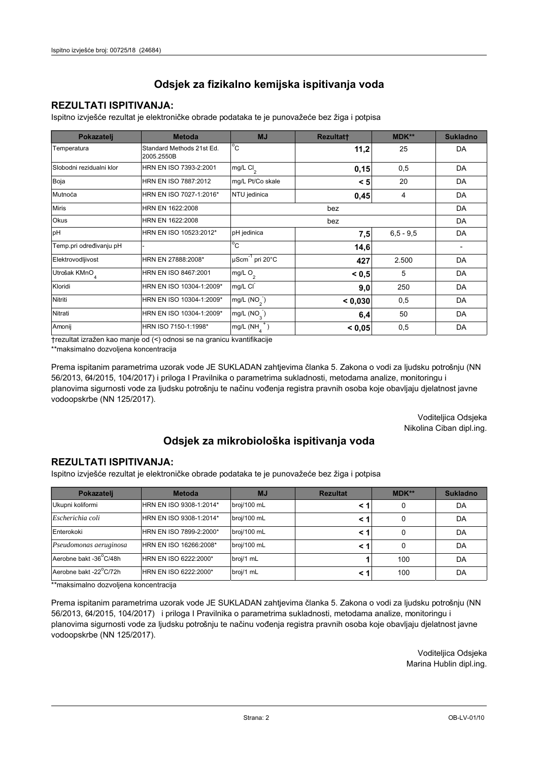## Odsjek za fizikalno kemijska ispitivanja voda

### REZULTATI ISPITIVANJA:

Ispitno izvješće rezultat je elektroničke obrade podataka te je punovažeće bez žiga i potpisa

| Pokazatelj | Metoda | MJ | Rezultat† | MDK** | Sukladno |
|---|---|---|---|---|---|
| Temperatura | Standard Methods 21st Ed. 2005.2550B | °C | **11,2** | 25 | DA |
| Slobodni rezidualni klor | HRN EN ISO 7393-2:2001 | mg/L $Cl_2$ | **0,15** | 0,5 | DA |
| Boja | HRN EN ISO 7887:2012 | mg/L Pt/Co skale | **< 5** | 20 | DA |
| Mutnoća | HRN EN ISO 7027-1:2016* | NTU jedinica | **0,45** | 4 | DA |
| Miris | HRN EN 1622:2008 | bez | | | DA |
| Okus | HRN EN 1622:2008 | bez | | | DA |
| pH | HRN EN ISO 10523:2012* | pH jedinica | **7,5** | 6,5 - 9,5 | DA |
| Temp.pri određivanju pH | - | °C | **14,6** | | - |
| Elektrovodljivost | HRN EN 27888:2008* | $\mu Scm^{-1}$ pri 20°C | **427** | 2.500 | DA |
| Utrošak $KMnO_4$ | HRN EN ISO 8467:2001 | mg/L $O_2$ | **< 0,5** | 5 | DA |
| Kloridi | HRN EN ISO 10304-1:2009* | mg/L $Cl^-$ | **9,0** | 250 | DA |
| Nitriti | HRN EN ISO 10304-1:2009* | mg/L ($NO_2^-$) | **< 0,030** | 0,5 | DA |
| Nitrati | HRN EN ISO 10304-1:2009* | mg/L ($NO_3^-$) | **6,4** | 50 | DA |
| Amonij | HRN ISO 7150-1:1998* | mg/L ($NH_4^+$) | **< 0,05** | 0,5 | DA |

†rezultat izražen kao manje od (<) odnosi se na granicu kvantifikacije

**maksimalno dozvoljena koncentracija

Prema ispitanim parametrima uzorak vode JE SUKLADAN zahtjevima članka 5. Zakona o vodi za ljudsku potrošnju (NN 56/2013, 64/2015, 104/2017) i priloga I Pravilnika o parametrima sukladnosti, metodama analize, monitoringu i planovima sigurnosti vode za ljudsku potrošnju te načinu vođenja registra pravnih osoba koje obavljaju djelatnost javne vodoopskrbe (NN 125/2017).

Voditeljica Odsjeka
Nikolina Ciban dipl.ing.

## Odsjek za mikrobiološka ispitivanja voda

### REZULTATI ISPITIVANJA:

Ispitno izvješće rezultat je elektroničke obrade podataka te je punovažeće bez žiga i potpisa

| Pokazatelj | Metoda | MJ | Rezultat | MDK** | Sukladno |
|---|---|---|---|---|---|
| Ukupni koliformi | HRN EN ISO 9308-1:2014* | broj/100 mL | **< 1** | 0 | DA |
| *Escherichia coli* | HRN EN ISO 9308-1:2014* | broj/100 mL | **< 1** | 0 | DA |
| Enterokoki | HRN EN ISO 7899-2:2000* | broj/100 mL | **< 1** | 0 | DA |
| *Pseudomonas aeruginosa* | HRN EN ISO 16266:2008* | broj/100 mL | **< 1** | 0 | DA |
| Aerobne bakt -36°C/48h | HRN EN ISO 6222:2000* | broj/1 mL | **1** | 100 | DA |
| Aerobne bakt -22°C/72h | HRN EN ISO 6222:2000* | broj/1 mL | **< 1** | 100 | DA |

**maksimalno dozvoljena koncentracija

Prema ispitanim parametrima uzorak vode JE SUKLADAN zahtjevima članka 5. Zakona o vodi za ljudsku potrošnju (NN 56/2013, 64/2015, 104/2017) i priloga I Pravilnika o parametrima sukladnosti, metodama analize, monitoringu i planovima sigurnosti vode za ljudsku potrošnju te načinu vođenja registra pravnih osoba koje obavljaju djelatnost javne vodoopskrbe (NN 125/2017).

Voditeljica Odsjeka
Marina Hublin dipl.ing.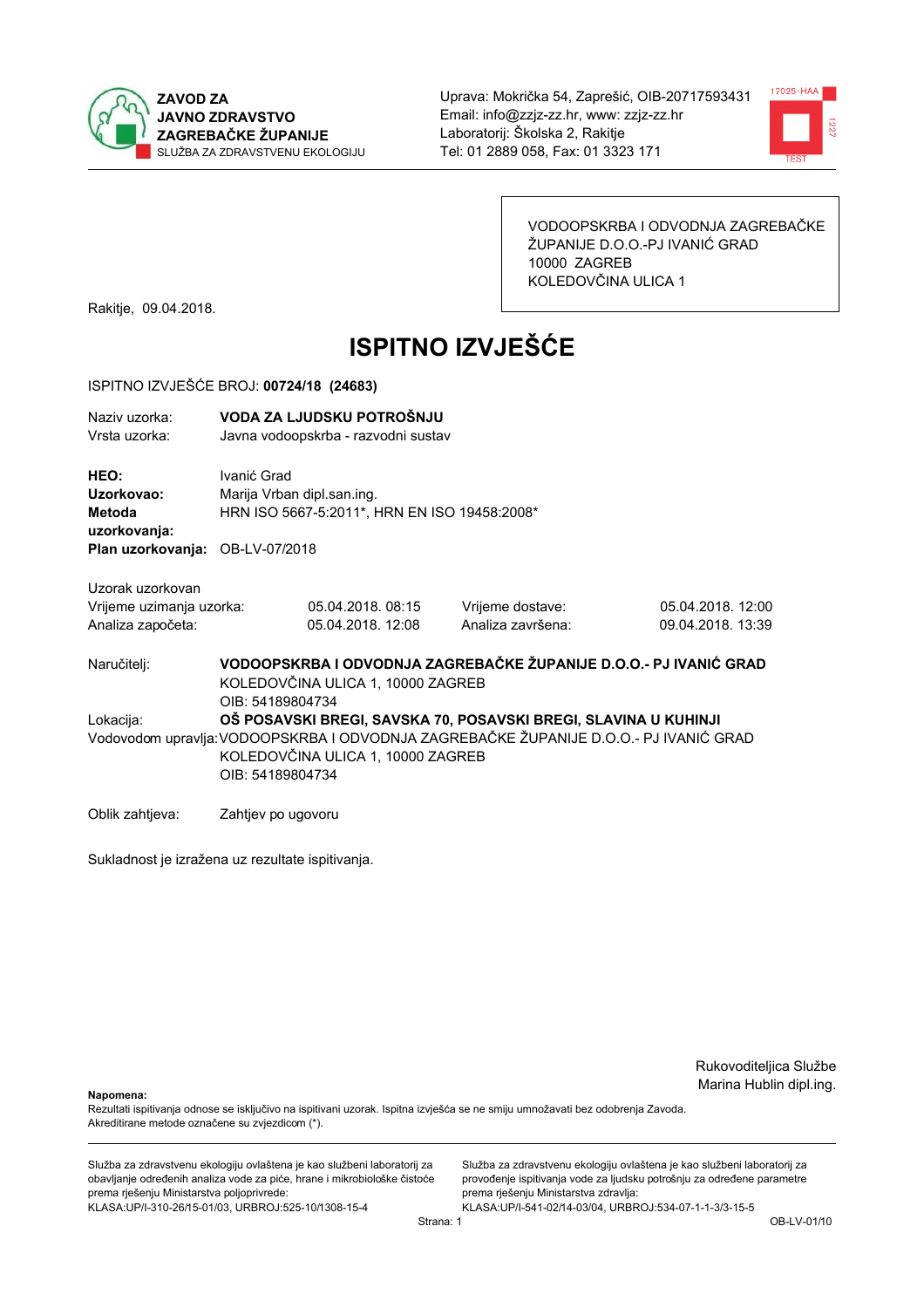**ZAVOD ZA JAVNO ZDRAVSTVO ZAGREBAČKE ŽUPANIJE**
SLUŽBA ZA ZDRAVSTVENU EKOLOGIJU

Uprava: Mokrička 54, Zaprešić, OIB-20717593431
Email: info@zzjz-zz.hr, www: zzjz-zz.hr
Laboratorij: Školska 2, Rakitje
Tel: 01 2889 058, Fax: 01 3323 171

VODOOPSKRBA I ODVODNJA ZAGREBAČKE ŽUPANIJE D.O.O.-PJ IVANIĆ GRAD
10000 ZAGREB
KOLEDOVČINA ULICA 1

Rakitje, 09.04.2018.

# ISPITNO IZVJEŠĆE

ISPITNO IZVJEŠĆE BROJ: **00724/18 (24683)**

Naziv uzorka: **VODA ZA LJUDSKU POTROŠNJU**
Vrsta uzorka: Javna vodoopskrba - razvodni sustav

**HEO:** Ivanić Grad
**Uzorkovao:** Marija Vrban dipl.san.ing.
**Metoda uzorkovanja:** HRN ISO 5667-5:2011*, HRN EN ISO 19458:2008*
**Plan uzorkovanja:** OB-LV-07/2018

Uzorak uzorkovan

| | | | |
|---|---|---|---|
| Vrijeme uzimanja uzorka: | 05.04.2018. 08:15 | Vrijeme dostave: | 05.04.2018. 12:00 |
| Analiza započeta: | 05.04.2018. 12:08 | Analiza završena: | 09.04.2018. 13:39 |

Naručitelj: **VODOOPSKRBA I ODVODNJA ZAGREBAČKE ŽUPANIJE D.O.O.- PJ IVANIĆ GRAD**
KOLEDOVČINA ULICA 1, 10000 ZAGREB
OIB: 54189804734

Lokacija: **OŠ POSAVSKI BREGI, SAVSKA 70, POSAVSKI BREGI, SLAVINA U KUHINJI**

Vodovodom upravlja: VODOOPSKRBA I ODVODNJA ZAGREBAČKE ŽUPANIJE D.O.O.- PJ IVANIĆ GRAD
KOLEDOVČINA ULICA 1, 10000 ZAGREB
OIB: 54189804734

Oblik zahtjeva: Zahtjev po ugovoru

Sukladnost je izražena uz rezultate ispitivanja.

Rukovoditeljica Službe
Marina Hublin dipl.ing.

**Napomena:**
Rezultati ispitivanja odnose se isključivo na ispitivani uzorak. Ispitna izvješća se ne smiju umnožavati bez odobrenja Zavoda.
Akreditirane metode označene su zvjezdicom (*).

Služba za zdravstvenu ekologiju ovlaštena je kao službeni laboratorij za obavljanje određenih analiza vode za piće, hrane i mikrobiološke čistoće prema rješenju Ministarstva poljoprivrede:
KLASA:UP/I-310-26/15-01/03, URBROJ:525-10/1308-15-4

Služba za zdravstvenu ekologiju ovlaštena je kao službeni laboratorij za provođenje ispitivanja vode za ljudsku potrošnju za određene parametre prema rješenju Ministarstva zdravlja:
KLASA:UP/I-541-02/14-03/04, URBROJ:534-07-1-1-3/3-15-5

OB-LV-01/10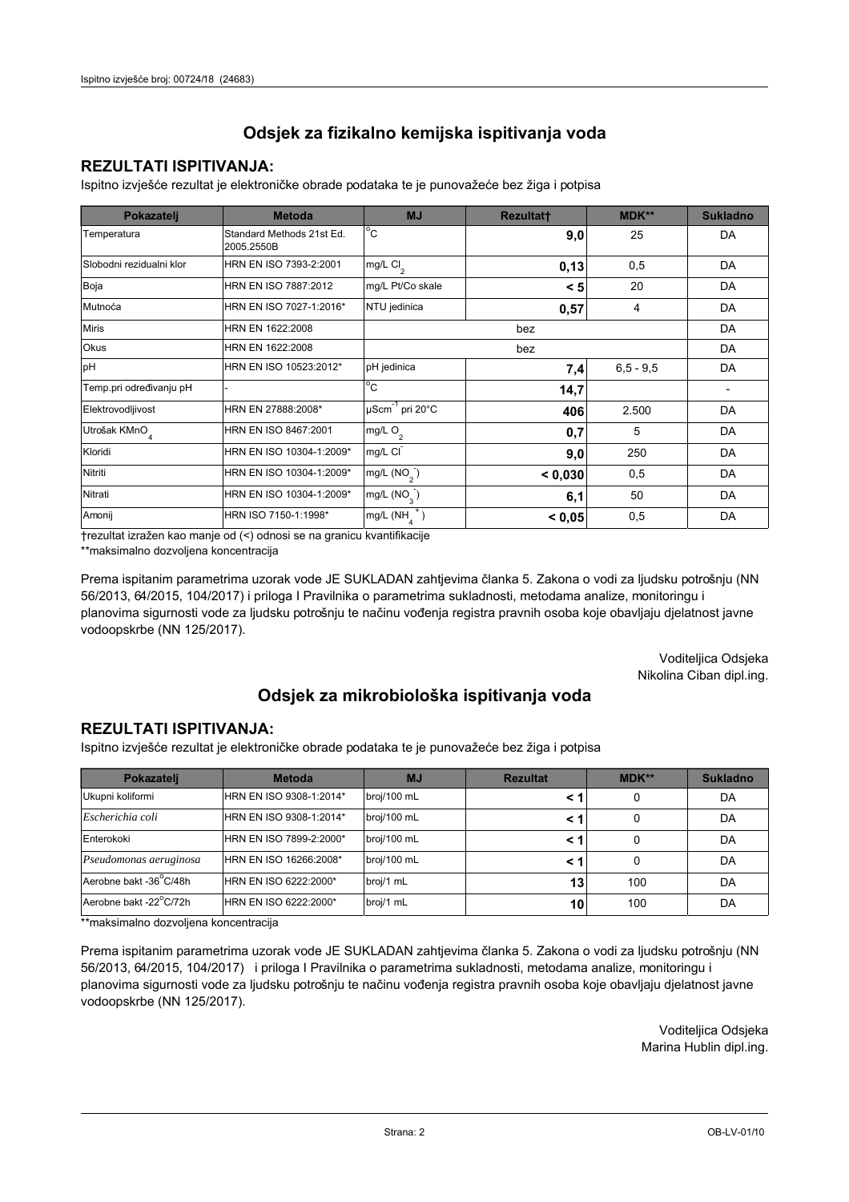## Odsjek za fizikalno kemijska ispitivanja voda

### REZULTATI ISPITIVANJA:

Ispitno izvješće rezultat je elektroničke obrade podataka te je punovažeće bez žiga i potpisa

| Pokazatelj | Metoda | MJ | Rezultat† | MDK** | Sukladno |
|---|---|---|---|---|---|
| Temperatura | Standard Methods 21st Ed. 2005.2550B | °C | **9,0** | 25 | DA |
| Slobodni rezidualni klor | HRN EN ISO 7393-2:2001 | mg/L $Cl_2$ | **0,13** | 0,5 | DA |
| Boja | HRN EN ISO 7887:2012 | mg/L Pt/Co skale | **< 5** | 20 | DA |
| Mutnoća | HRN EN ISO 7027-1:2016* | NTU jedinica | **0,57** | 4 | DA |
| Miris | HRN EN 1622:2008 | bez | | | DA |
| Okus | HRN EN 1622:2008 | bez | | | DA |
| pH | HRN EN ISO 10523:2012* | pH jedinica | **7,4** | 6,5 - 9,5 | DA |
| Temp.pri određivanju pH | - | °C | **14,7** | | - |
| Elektrovodljivost | HRN EN 27888:2008* | $\mu Scm^{-1}$ pri 20°C | **406** | 2.500 | DA |
| Utrošak $KMnO_4$ | HRN EN ISO 8467:2001 | mg/L $O_2$ | **0,7** | 5 | DA |
| Kloridi | HRN EN ISO 10304-1:2009* | mg/L $Cl^-$ | **9,0** | 250 | DA |
| Nitriti | HRN EN ISO 10304-1:2009* | mg/L ($NO_2^-$) | **< 0,030** | 0,5 | DA |
| Nitrati | HRN EN ISO 10304-1:2009* | mg/L ($NO_3^-$) | **6,1** | 50 | DA |
| Amonij | HRN ISO 7150-1:1998* | mg/L ($NH_4^+$) | **< 0,05** | 0,5 | DA |

†rezultat izražen kao manje od (<) odnosi se na granicu kvantifikacije

**maksimalno dozvoljena koncentracija

Prema ispitanim parametrima uzorak vode JE SUKLADAN zahtjevima članka 5. Zakona o vodi za ljudsku potrošnju (NN 56/2013, 64/2015, 104/2017) i priloga I Pravilnika o parametrima sukladnosti, metodama analize, monitoringu i planovima sigurnosti vode za ljudsku potrošnju te načinu vođenja registra pravnih osoba koje obavljaju djelatnost javne vodoopskrbe (NN 125/2017).

Voditeljica Odsjeka
Nikolina Ciban dipl.ing.

## Odsjek za mikrobiološka ispitivanja voda

### REZULTATI ISPITIVANJA:

Ispitno izvješće rezultat je elektroničke obrade podataka te je punovažeće bez žiga i potpisa

| Pokazatelj | Metoda | MJ | Rezultat | MDK** | Sukladno |
|---|---|---|---|---|---|
| Ukupni koliformi | HRN EN ISO 9308-1:2014* | broj/100 mL | **< 1** | 0 | DA |
| *Escherichia coli* | HRN EN ISO 9308-1:2014* | broj/100 mL | **< 1** | 0 | DA |
| Enterokoki | HRN EN ISO 7899-2:2000* | broj/100 mL | **< 1** | 0 | DA |
| *Pseudomonas aeruginosa* | HRN EN ISO 16266:2008* | broj/100 mL | **< 1** | 0 | DA |
| Aerobne bakt -36°C/48h | HRN EN ISO 6222:2000* | broj/1 mL | **13** | 100 | DA |
| Aerobne bakt -22°C/72h | HRN EN ISO 6222:2000* | broj/1 mL | **10** | 100 | DA |

**maksimalno dozvoljena koncentracija

Prema ispitanim parametrima uzorak vode JE SUKLADAN zahtjevima članka 5. Zakona o vodi za ljudsku potrošnju (NN 56/2013, 64/2015, 104/2017) i priloga I Pravilnika o parametrima sukladnosti, metodama analize, monitoringu i planovima sigurnosti vode za ljudsku potrošnju te načinu vođenja registra pravnih osoba koje obavljaju djelatnost javne vodoopskrbe (NN 125/2017).

Voditeljica Odsjeka
Marina Hublin dipl.ing.